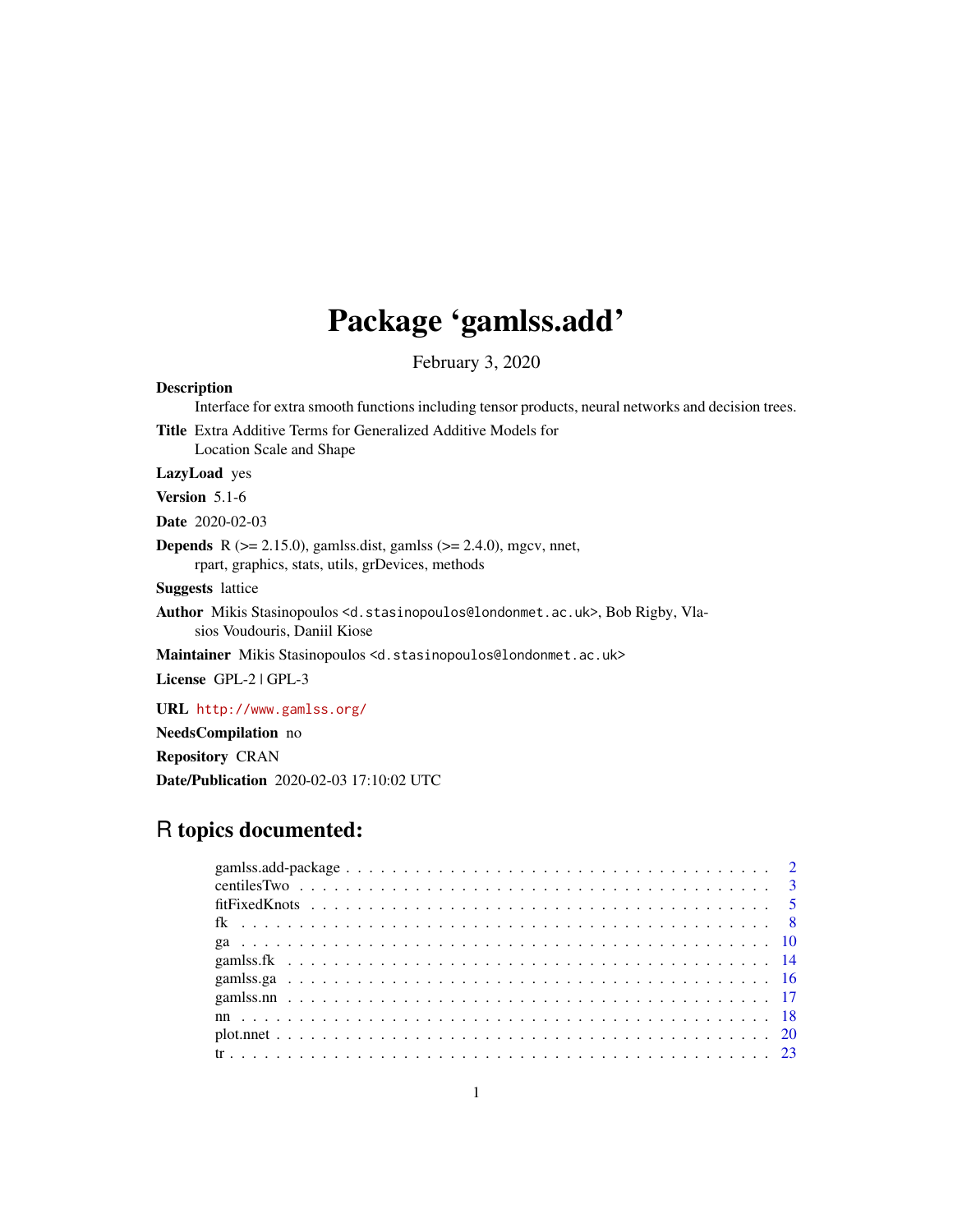# Package 'gamlss.add'

February 3, 2020

**Description** Interface for extra smooth functions including tensor products, neural networks and decision trees.

**Title** Extra Additive Terms for Generalized Additive Models for Location Scale and Shape

**LazyLoad** yes

**Version** 5.1-6

**Date** 2020-02-03

**Depends** R (>= 2.15.0), gamlss.dist, gamlss (>= 2.4.0), mgcv, nnet, rpart, graphics, stats, utils, grDevices, methods

**Suggests** lattice

**Author** Mikis Stasinopoulos <d.stasinopoulos@londonmet.ac.uk>, Bob Rigby, Vlasios Voudouris, Daniil Kiose

**Maintainer** Mikis Stasinopoulos <d.stasinopoulos@londonmet.ac.uk>

**License** GPL-2 | GPL-3

**URL** http://www.gamlss.org/

**NeedsCompilation** no

**Repository** CRAN

**Date/Publication** 2020-02-03 17:10:02 UTC

## R topics documented:

| | |
|---|---|
| gamlss.add-package | 2 |
| centilesTwo | 3 |
| fitFixedKnots | 5 |
| fk | 8 |
| ga | 10 |
| gamlss.fk | 14 |
| gamlss.ga | 16 |
| gamlss.nn | 17 |
| nn | 18 |
| plot.nnet | 20 |
| tr | 23 |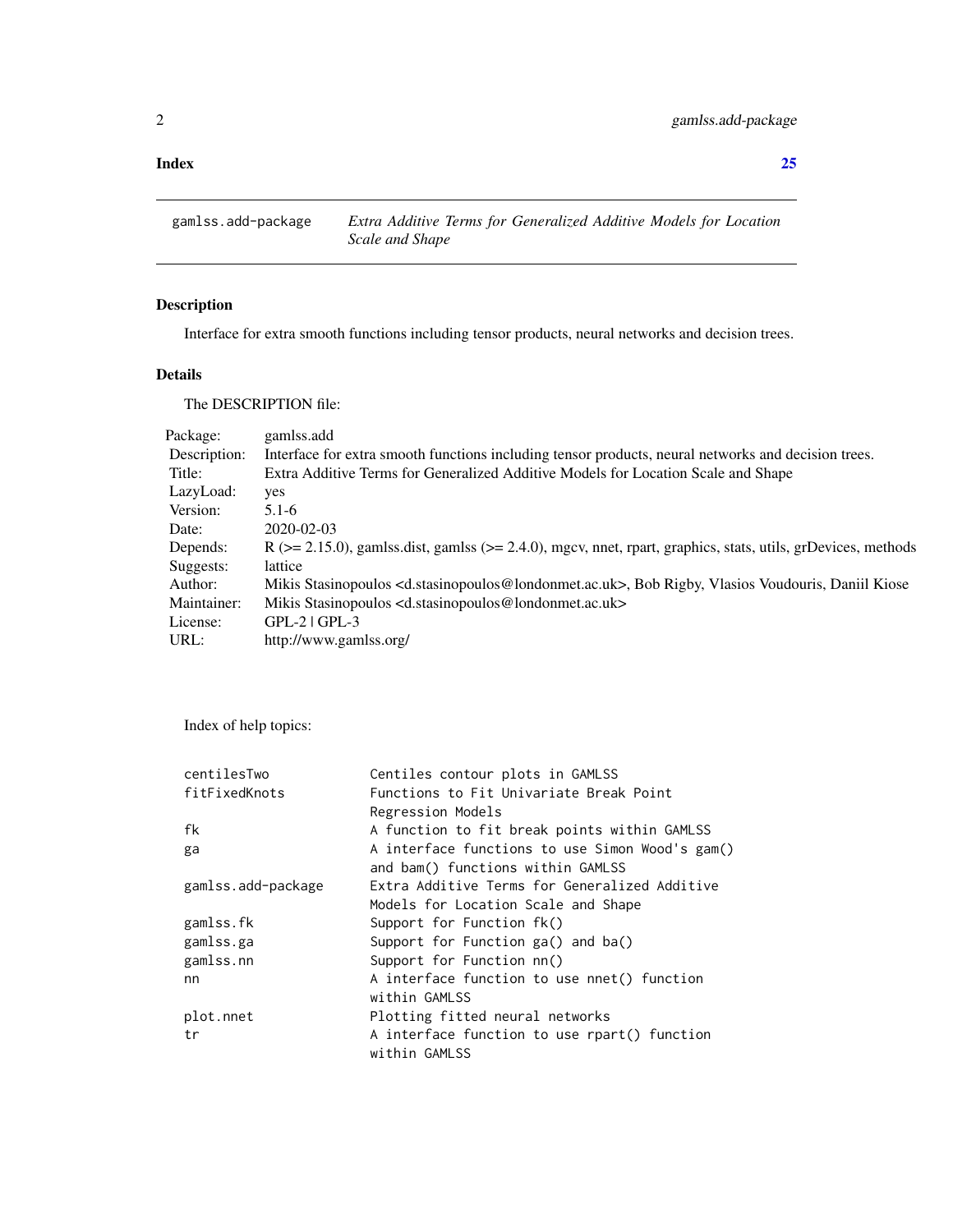**Index** **25**

---

`gamlss.add-package` *Extra Additive Terms for Generalized Additive Models for Location Scale and Shape*

---

## Description

Interface for extra smooth functions including tensor products, neural networks and decision trees.

## Details

The DESCRIPTION file:

| | |
|---|---|
| Package: | gamlss.add |
| Description: | Interface for extra smooth functions including tensor products, neural networks and decision trees. |
| Title: | Extra Additive Terms for Generalized Additive Models for Location Scale and Shape |
| LazyLoad: | yes |
| Version: | 5.1-6 |
| Date: | 2020-02-03 |
| Depends: | R (>= 2.15.0), gamlss.dist, gamlss (>= 2.4.0), mgcv, nnet, rpart, graphics, stats, utils, grDevices, methods |
| Suggests: | lattice |
| Author: | Mikis Stasinopoulos <d.stasinopoulos@londonmet.ac.uk>, Bob Rigby, Vlasios Voudouris, Daniil Kiose |
| Maintainer: | Mikis Stasinopoulos <d.stasinopoulos@londonmet.ac.uk> |
| License: | GPL-2 \| GPL-3 |
| URL: | http://www.gamlss.org/ |

Index of help topics:

```
centilesTwo             Centiles contour plots in GAMLSS
fitFixedKnots           Functions to Fit Univariate Break Point
                        Regression Models
fk                      A function to fit break points within GAMLSS
ga                      A interface functions to use Simon Wood's gam()
                        and bam() functions within GAMLSS
gamlss.add-package      Extra Additive Terms for Generalized Additive
                        Models for Location Scale and Shape
gamlss.fk               Support for Function fk()
gamlss.ga               Support for Function ga() and ba()
gamlss.nn               Support for Function nn()
nn                      A interface function to use nnet() function
                        within GAMLSS
plot.nnet               Plotting fitted neural networks
tr                      A interface function to use rpart() function
                        within GAMLSS
```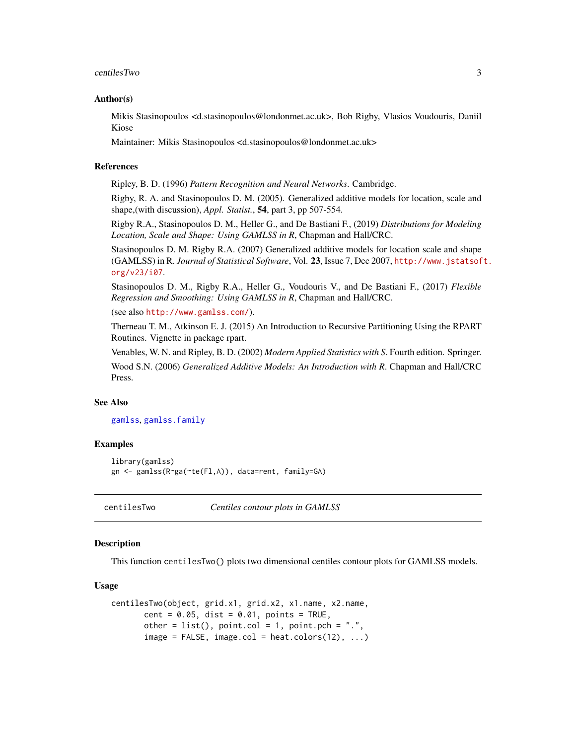### Author(s)

Mikis Stasinopoulos <d.stasinopoulos@londonmet.ac.uk>, Bob Rigby, Vlasios Voudouris, Daniil Kiose

Maintainer: Mikis Stasinopoulos <d.stasinopoulos@londonmet.ac.uk>

### References

Ripley, B. D. (1996) *Pattern Recognition and Neural Networks*. Cambridge.

Rigby, R. A. and Stasinopoulos D. M. (2005). Generalized additive models for location, scale and shape,(with discussion), *Appl. Statist.*, **54**, part 3, pp 507-554.

Rigby R.A., Stasinopoulos D. M., Heller G., and De Bastiani F., (2019) *Distributions for Modeling Location, Scale and Shape: Using GAMLSS in R*, Chapman and Hall/CRC.

Stasinopoulos D. M. Rigby R.A. (2007) Generalized additive models for location scale and shape (GAMLSS) in R. *Journal of Statistical Software*, Vol. **23**, Issue 7, Dec 2007, http://www.jstatsoft.org/v23/i07.

Stasinopoulos D. M., Rigby R.A., Heller G., Voudouris V., and De Bastiani F., (2017) *Flexible Regression and Smoothing: Using GAMLSS in R*, Chapman and Hall/CRC.

(see also http://www.gamlss.com/).

Therneau T. M., Atkinson E. J. (2015) An Introduction to Recursive Partitioning Using the RPART Routines. Vignette in package rpart.

Venables, W. N. and Ripley, B. D. (2002) *Modern Applied Statistics with S*. Fourth edition. Springer.

Wood S.N. (2006) *Generalized Additive Models: An Introduction with R*. Chapman and Hall/CRC Press.

### See Also

gamlss, gamlss.family

### Examples

```
library(gamlss)
gn <- gamlss(R~ga(~te(Fl,A)), data=rent, family=GA)
```

---

## centilesTwo — *Centiles contour plots in GAMLSS*

### Description

This function `centilesTwo()` plots two dimensional centiles contour plots for GAMLSS models.

### Usage

```
centilesTwo(object, grid.x1, grid.x2, x1.name, x2.name,
       cent = 0.05, dist = 0.01, points = TRUE,
       other = list(), point.col = 1, point.pch = ".",
       image = FALSE, image.col = heat.colors(12), ...)
```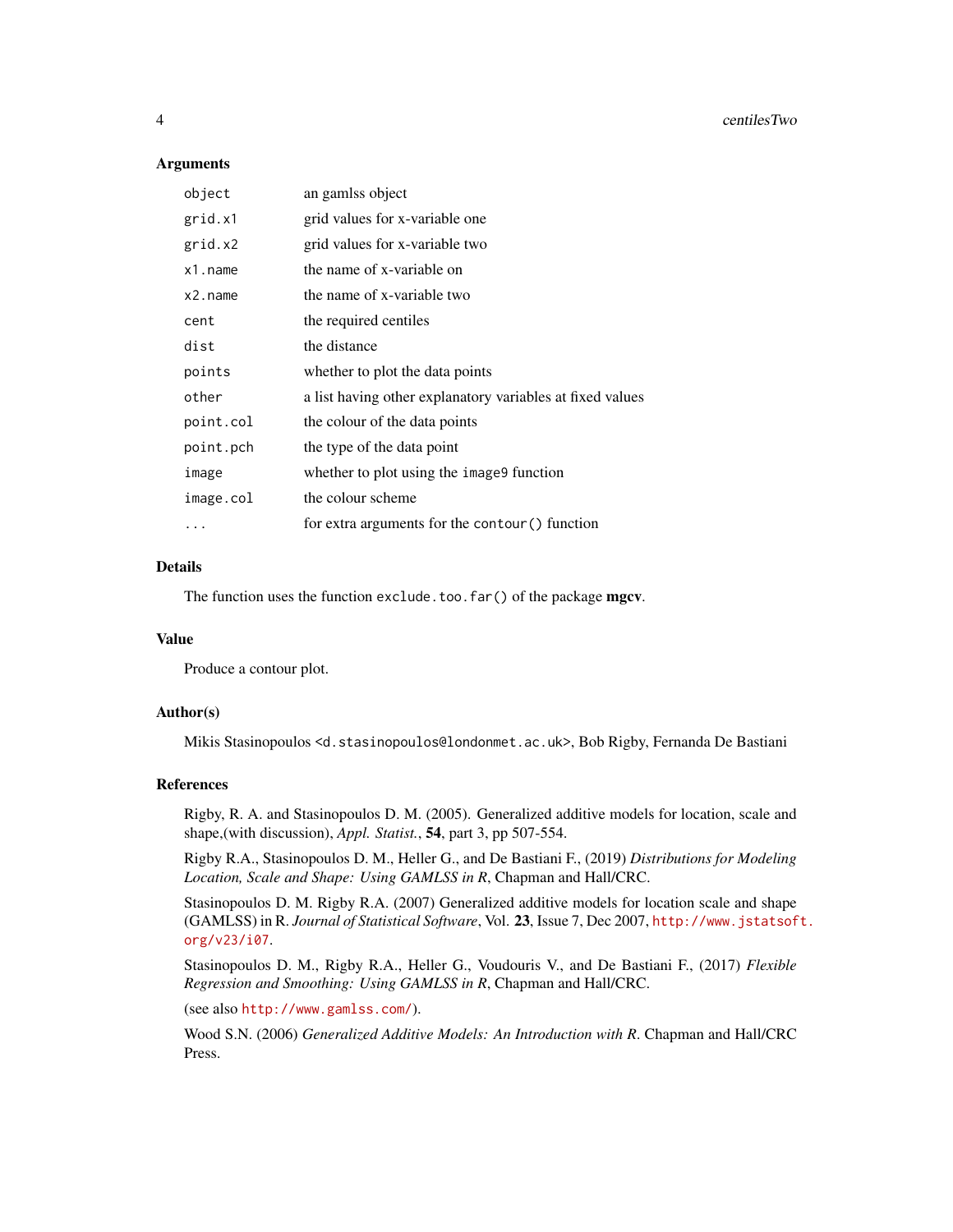## Arguments

| | |
|---|---|
| `object` | an gamlss object |
| `grid.x1` | grid values for x-variable one |
| `grid.x2` | grid values for x-variable two |
| `x1.name` | the name of x-variable on |
| `x2.name` | the name of x-variable two |
| `cent` | the required centiles |
| `dist` | the distance |
| `points` | whether to plot the data points |
| `other` | a list having other explanatory variables at fixed values |
| `point.col` | the colour of the data points |
| `point.pch` | the type of the data point |
| `image` | whether to plot using the `image9` function |
| `image.col` | the colour scheme |
| `...` | for extra arguments for the `contour()` function |

## Details

The function uses the function `exclude.too.far()` of the package **mgcv**.

## Value

Produce a contour plot.

## Author(s)

Mikis Stasinopoulos <`d.stasinopoulos@londonmet.ac.uk`>, Bob Rigby, Fernanda De Bastiani

## References

Rigby, R. A. and Stasinopoulos D. M. (2005). Generalized additive models for location, scale and shape,(with discussion), *Appl. Statist.*, **54**, part 3, pp 507-554.

Rigby R.A., Stasinopoulos D. M., Heller G., and De Bastiani F., (2019) *Distributions for Modeling Location, Scale and Shape: Using GAMLSS in R*, Chapman and Hall/CRC.

Stasinopoulos D. M. Rigby R.A. (2007) Generalized additive models for location scale and shape (GAMLSS) in R. *Journal of Statistical Software*, Vol. **23**, Issue 7, Dec 2007, `http://www.jstatsoft.org/v23/i07`.

Stasinopoulos D. M., Rigby R.A., Heller G., Voudouris V., and De Bastiani F., (2017) *Flexible Regression and Smoothing: Using GAMLSS in R*, Chapman and Hall/CRC.

(see also `http://www.gamlss.com/`).

Wood S.N. (2006) *Generalized Additive Models: An Introduction with R*. Chapman and Hall/CRC Press.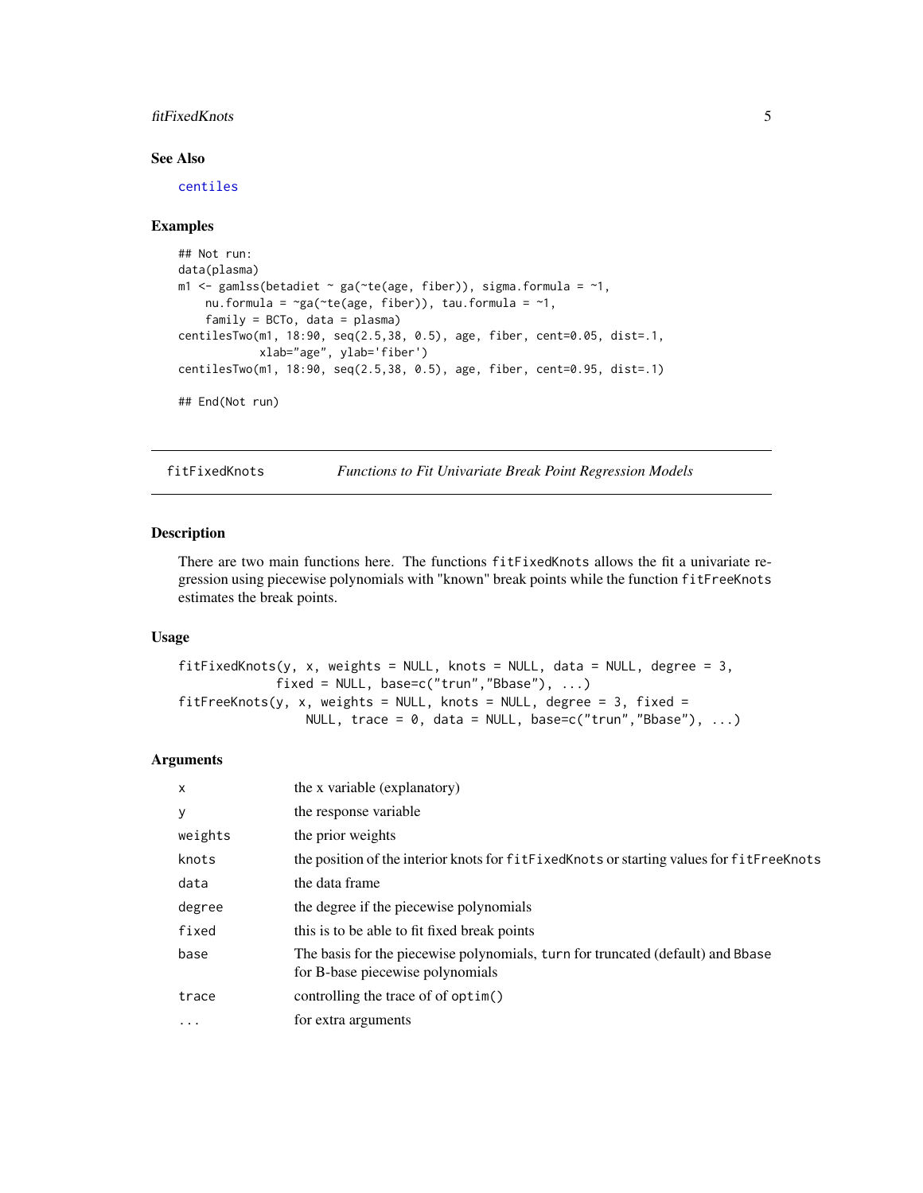### See Also

`centiles`

### Examples

```
## Not run:
data(plasma)
m1 <- gamlss(betadiet ~ ga(~te(age, fiber)), sigma.formula = ~1,
    nu.formula = ~ga(~te(age, fiber)), tau.formula = ~1,
    family = BCTo, data = plasma)
centilesTwo(m1, 18:90, seq(2.5,38, 0.5), age, fiber, cent=0.05, dist=.1,
           xlab="age", ylab='fiber')
centilesTwo(m1, 18:90, seq(2.5,38, 0.5), age, fiber, cent=0.95, dist=.1)

## End(Not run)
```

---

## fitFixedKnots — *Functions to Fit Univariate Break Point Regression Models*

---

### Description

There are two main functions here. The functions `fitFixedKnots` allows the fit a univariate regression using piecewise polynomials with "known" break points while the function `fitFreeKnots` estimates the break points.

### Usage

```
fitFixedKnots(y, x, weights = NULL, knots = NULL, data = NULL, degree = 3,
             fixed = NULL, base=c("trun","Bbase"), ...)
fitFreeKnots(y, x, weights = NULL, knots = NULL, degree = 3, fixed =
                 NULL, trace = 0, data = NULL, base=c("trun","Bbase"), ...)
```

### Arguments

| | |
|---|---|
| `x` | the x variable (explanatory) |
| `y` | the response variable |
| `weights` | the prior weights |
| `knots` | the position of the interior knots for `fitFixedKnots` or starting values for `fitFreeKnots` |
| `data` | the data frame |
| `degree` | the degree if the piecewise polynomials |
| `fixed` | this is to be able to fit fixed break points |
| `base` | The basis for the piecewise polynomials, `turn` for truncated (default) and `Bbase` for B-base piecewise polynomials |
| `trace` | controlling the trace of of `optim()` |
| `...` | for extra arguments |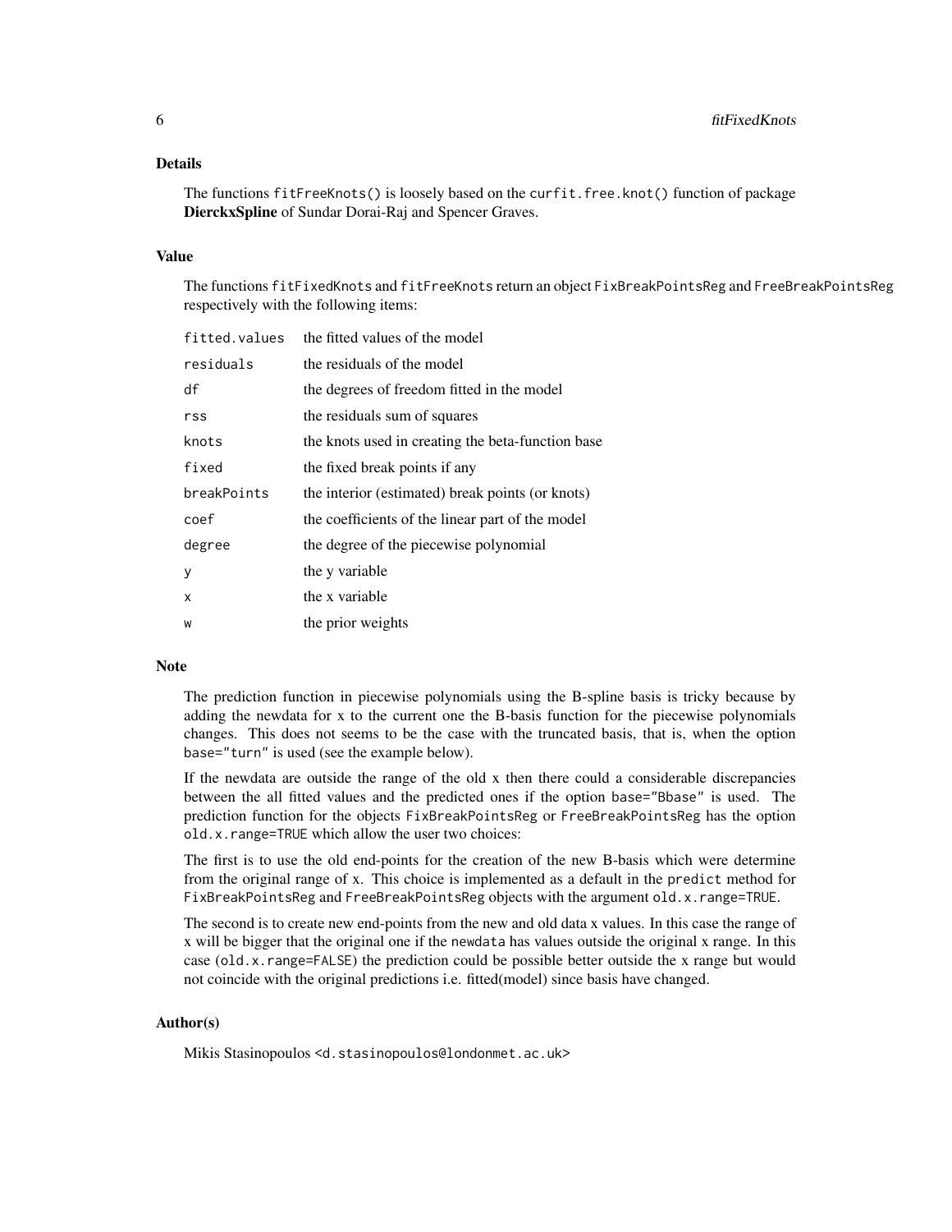## Details

The functions `fitFreeKnots()` is loosely based on the `curfit.free.knot()` function of package **DierckxSpline** of Sundar Dorai-Raj and Spencer Graves.

## Value

The functions `fitFixedKnots` and `fitFreeKnots` return an object `FixBreakPointsReg` and `FreeBreakPointsReg` respectively with the following items:

| | |
|---|---|
| `fitted.values` | the fitted values of the model |
| `residuals` | the residuals of the model |
| `df` | the degrees of freedom fitted in the model |
| `rss` | the residuals sum of squares |
| `knots` | the knots used in creating the beta-function base |
| `fixed` | the fixed break points if any |
| `breakPoints` | the interior (estimated) break points (or knots) |
| `coef` | the coefficients of the linear part of the model |
| `degree` | the degree of the piecewise polynomial |
| `y` | the y variable |
| `x` | the x variable |
| `w` | the prior weights |

## Note

The prediction function in piecewise polynomials using the B-spline basis is tricky because by adding the newdata for x to the current one the B-basis function for the piecewise polynomials changes. This does not seems to be the case with the truncated basis, that is, when the option `base="turn"` is used (see the example below).

If the newdata are outside the range of the old x then there could a considerable discrepancies between the all fitted values and the predicted ones if the option `base="Bbase"` is used. The prediction function for the objects `FixBreakPointsReg` or `FreeBreakPointsReg` has the option `old.x.range=TRUE` which allow the user two choices:

The first is to use the old end-points for the creation of the new B-basis which were determine from the original range of x. This choice is implemented as a default in the `predict` method for `FixBreakPointsReg` and `FreeBreakPointsReg` objects with the argument `old.x.range=TRUE`.

The second is to create new end-points from the new and old data x values. In this case the range of x will be bigger that the original one if the `newdata` has values outside the original x range. In this case (`old.x.range=FALSE`) the prediction could be possible better outside the x range but would not coincide with the original predictions i.e. fitted(model) since basis have changed.

## Author(s)

Mikis Stasinopoulos <`d.stasinopoulos@londonmet.ac.uk`>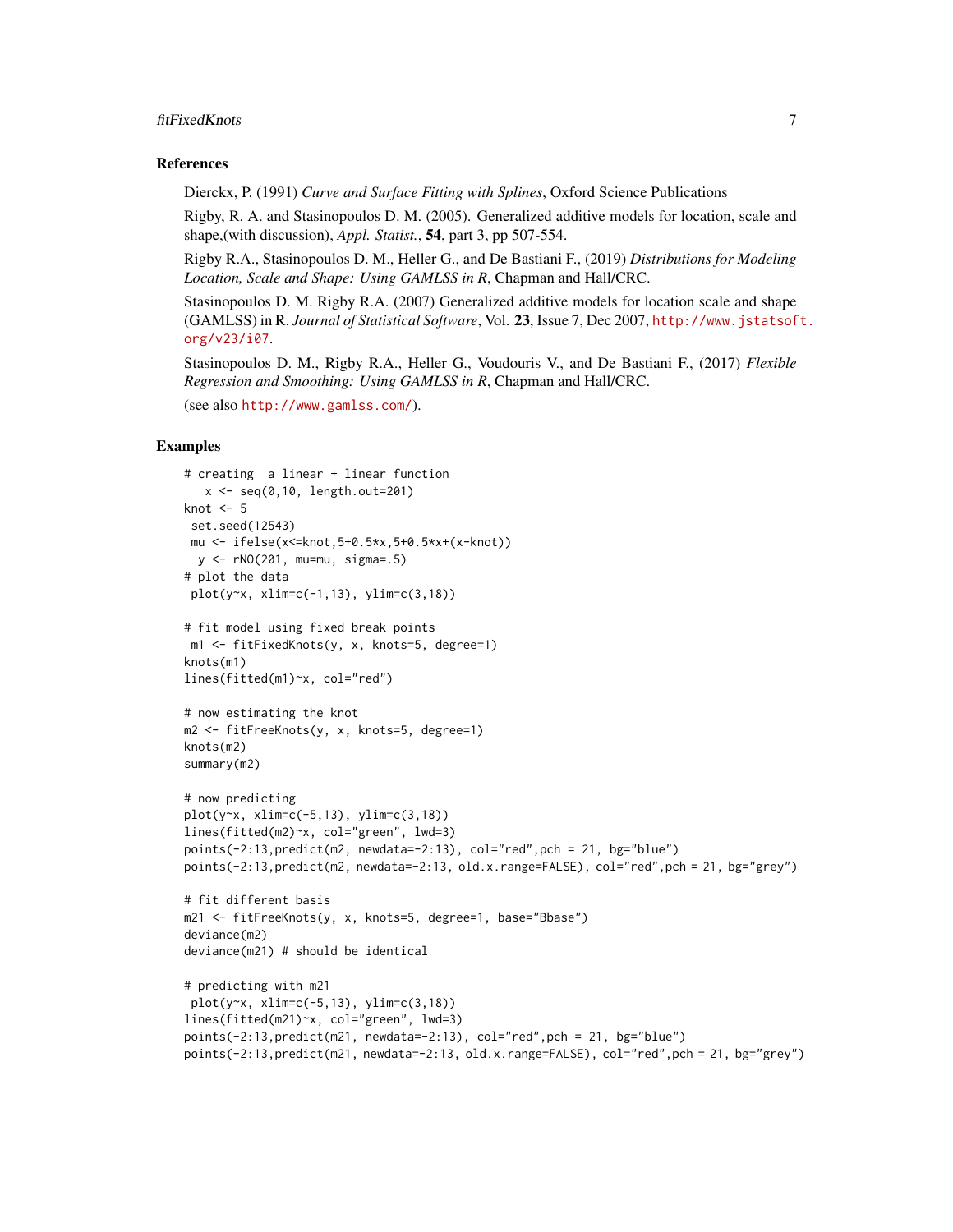## References

Dierckx, P. (1991) *Curve and Surface Fitting with Splines*, Oxford Science Publications

Rigby, R. A. and Stasinopoulos D. M. (2005). Generalized additive models for location, scale and shape,(with discussion), *Appl. Statist.*, **54**, part 3, pp 507-554.

Rigby R.A., Stasinopoulos D. M., Heller G., and De Bastiani F., (2019) *Distributions for Modeling Location, Scale and Shape: Using GAMLSS in R*, Chapman and Hall/CRC.

Stasinopoulos D. M. Rigby R.A. (2007) Generalized additive models for location scale and shape (GAMLSS) in R. *Journal of Statistical Software*, Vol. **23**, Issue 7, Dec 2007, http://www.jstatsoft.org/v23/i07.

Stasinopoulos D. M., Rigby R.A., Heller G., Voudouris V., and De Bastiani F., (2017) *Flexible Regression and Smoothing: Using GAMLSS in R*, Chapman and Hall/CRC.

(see also http://www.gamlss.com/).

## Examples

```
# creating  a linear + linear function
   x <- seq(0,10, length.out=201)
knot <- 5
 set.seed(12543)
 mu <- ifelse(x<=knot,5+0.5*x,5+0.5*x+(x-knot))
  y <- rNO(201, mu=mu, sigma=.5)
# plot the data
 plot(y~x, xlim=c(-1,13), ylim=c(3,18))

# fit model using fixed break points
 m1 <- fitFixedKnots(y, x, knots=5, degree=1)
knots(m1)
lines(fitted(m1)~x, col="red")

# now estimating the knot
m2 <- fitFreeKnots(y, x, knots=5, degree=1)
knots(m2)
summary(m2)

# now predicting
plot(y~x, xlim=c(-5,13), ylim=c(3,18))
lines(fitted(m2)~x, col="green", lwd=3)
points(-2:13,predict(m2, newdata=-2:13), col="red",pch = 21, bg="blue")
points(-2:13,predict(m2, newdata=-2:13, old.x.range=FALSE), col="red",pch = 21, bg="grey")

# fit different basis
m21 <- fitFreeKnots(y, x, knots=5, degree=1, base="Bbase")
deviance(m2)
deviance(m21) # should be identical

# predicting with m21
 plot(y~x, xlim=c(-5,13), ylim=c(3,18))
lines(fitted(m21)~x, col="green", lwd=3)
points(-2:13,predict(m21, newdata=-2:13), col="red",pch = 21, bg="blue")
points(-2:13,predict(m21, newdata=-2:13, old.x.range=FALSE), col="red",pch = 21, bg="grey")
```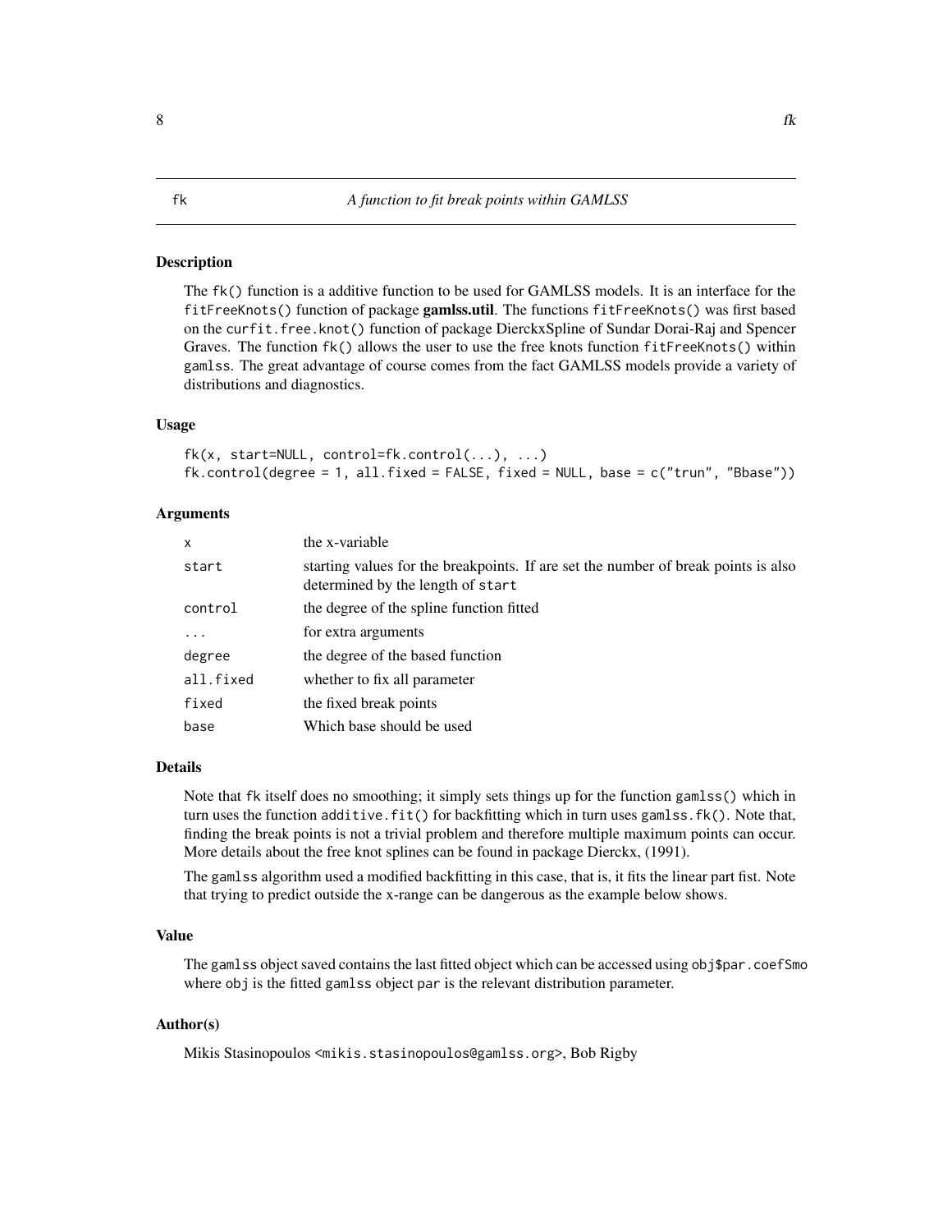## fk — *A function to fit break points within GAMLSS*

### Description

The `fk()` function is a additive function to be used for GAMLSS models. It is an interface for the `fitFreeKnots()` function of package **gamlss.util**. The functions `fitFreeKnots()` was first based on the `curfit.free.knot()` function of package DierckxSpline of Sundar Dorai-Raj and Spencer Graves. The function `fk()` allows the user to use the free knots function `fitFreeKnots()` within `gamlss`. The great advantage of course comes from the fact GAMLSS models provide a variety of distributions and diagnostics.

### Usage

```
fk(x, start=NULL, control=fk.control(...), ...)
fk.control(degree = 1, all.fixed = FALSE, fixed = NULL, base = c("trun", "Bbase"))
```

### Arguments

| | |
|---|---|
| `x` | the x-variable |
| `start` | starting values for the breakpoints. If are set the number of break points is also determined by the length of `start` |
| `control` | the degree of the spline function fitted |
| `...` | for extra arguments |
| `degree` | the degree of the based function |
| `all.fixed` | whether to fix all parameter |
| `fixed` | the fixed break points |
| `base` | Which base should be used |

### Details

Note that `fk` itself does no smoothing; it simply sets things up for the function `gamlss()` which in turn uses the function `additive.fit()` for backfitting which in turn uses `gamlss.fk()`. Note that, finding the break points is not a trivial problem and therefore multiple maximum points can occur. More details about the free knot splines can be found in package Dierckx, (1991).

The `gamlss` algorithm used a modified backfitting in this case, that is, it fits the linear part fist. Note that trying to predict outside the x-range can be dangerous as the example below shows.

### Value

The `gamlss` object saved contains the last fitted object which can be accessed using `obj$par.coefSmo` where `obj` is the fitted `gamlss` object `par` is the relevant distribution parameter.

### Author(s)

Mikis Stasinopoulos <mikis.stasinopoulos@gamlss.org>, Bob Rigby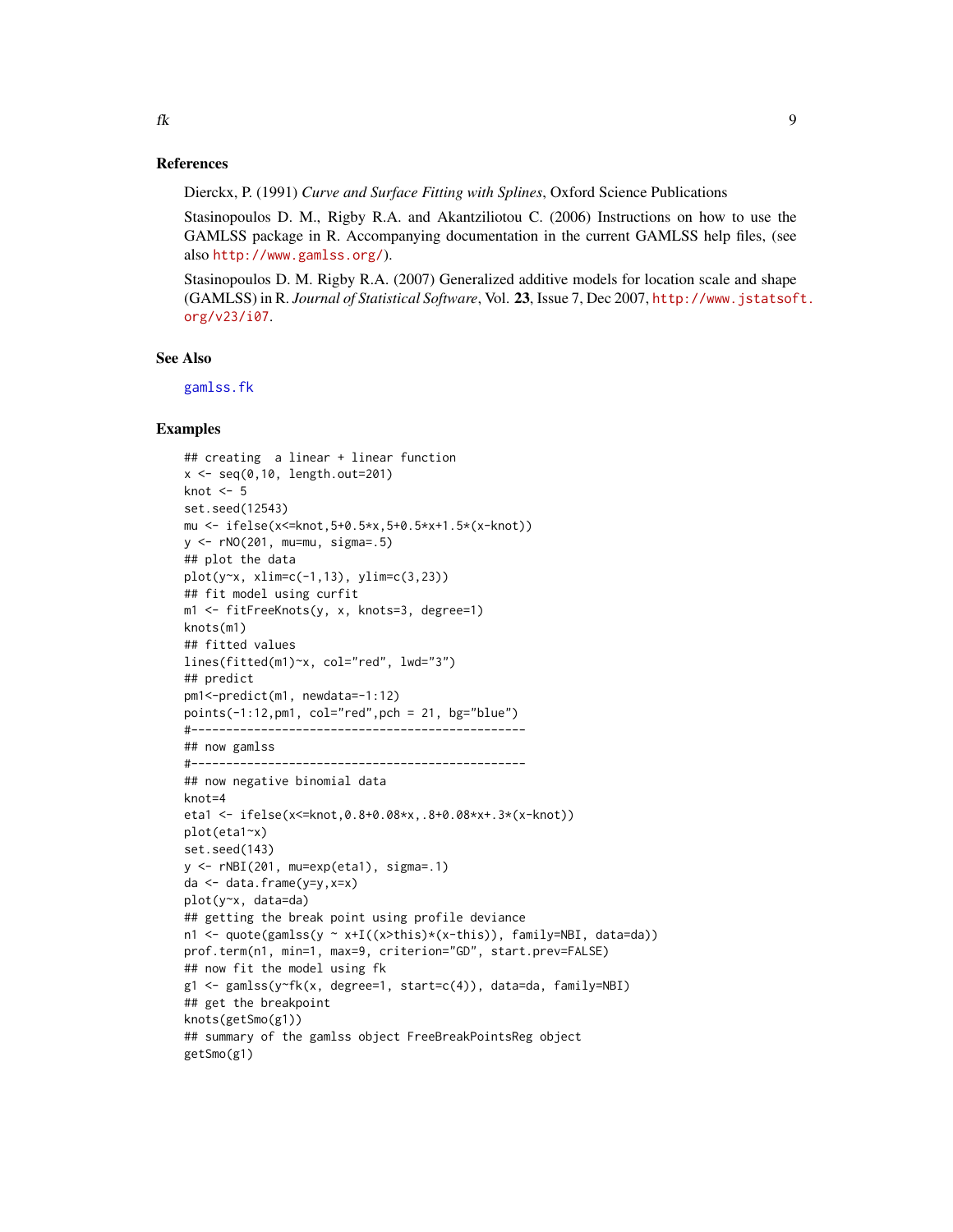## References

Dierckx, P. (1991) *Curve and Surface Fitting with Splines*, Oxford Science Publications

Stasinopoulos D. M., Rigby R.A. and Akantziliotou C. (2006) Instructions on how to use the GAMLSS package in R. Accompanying documentation in the current GAMLSS help files, (see also http://www.gamlss.org/).

Stasinopoulos D. M. Rigby R.A. (2007) Generalized additive models for location scale and shape (GAMLSS) in R. *Journal of Statistical Software*, Vol. **23**, Issue 7, Dec 2007, http://www.jstatsoft.org/v23/i07.

## See Also

gamlss.fk

## Examples

```
## creating  a linear + linear function
x <- seq(0,10, length.out=201)
knot <- 5
set.seed(12543)
mu <- ifelse(x<=knot,5+0.5*x,5+0.5*x+1.5*(x-knot))
y <- rNO(201, mu=mu, sigma=.5)
## plot the data
plot(y~x, xlim=c(-1,13), ylim=c(3,23))
## fit model using curfit
m1 <- fitFreeKnots(y, x, knots=3, degree=1)
knots(m1)
## fitted values
lines(fitted(m1)~x, col="red", lwd="3")
## predict
pm1<-predict(m1, newdata=-1:12)
points(-1:12,pm1, col="red",pch = 21, bg="blue")
#------------------------------------------------
## now gamlss
#------------------------------------------------
## now negative binomial data
knot=4
eta1 <- ifelse(x<=knot,0.8+0.08*x,.8+0.08*x+.3*(x-knot))
plot(eta1~x)
set.seed(143)
y <- rNBI(201, mu=exp(eta1), sigma=.1)
da <- data.frame(y=y,x=x)
plot(y~x, data=da)
## getting the break point using profile deviance
n1 <- quote(gamlss(y ~ x+I((x>this)*(x-this)), family=NBI, data=da))
prof.term(n1, min=1, max=9, criterion="GD", start.prev=FALSE)
## now fit the model using fk
g1 <- gamlss(y~fk(x, degree=1, start=c(4)), data=da, family=NBI)
## get the breakpoint
knots(getSmo(g1))
## summary of the gamlss object FreeBreakPointsReg object
getSmo(g1)
```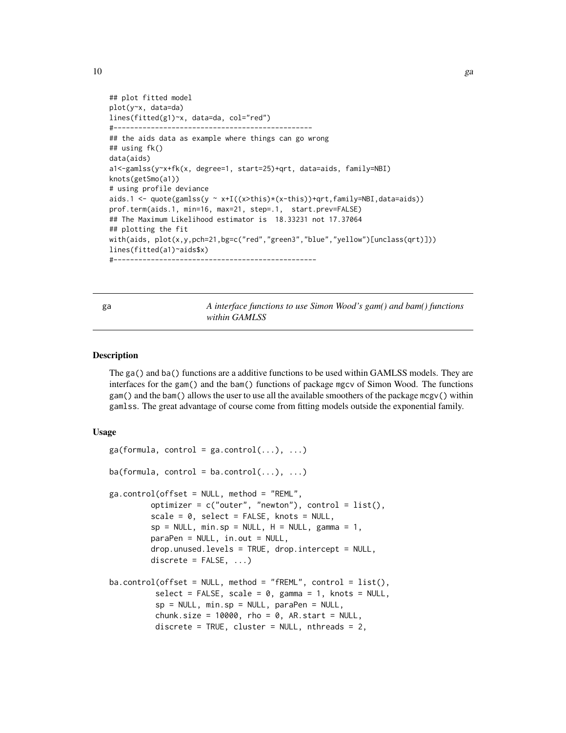```
## plot fitted model
plot(y~x, data=da)
lines(fitted(g1)~x, data=da, col="red")
#------------------------------------------------
## the aids data as example where things can go wrong
## using fk()
data(aids)
a1<-gamlss(y~x+fk(x, degree=1, start=25)+qrt, data=aids, family=NBI)
knots(getSmo(a1))
# using profile deviance
aids.1 <- quote(gamlss(y ~ x+I((x>this)*(x-this))+qrt,family=NBI,data=aids))
prof.term(aids.1, min=16, max=21, step=.1,  start.prev=FALSE)
## The Maximum Likelihood estimator is  18.33231 not 17.37064
## plotting the fit
with(aids, plot(x,y,pch=21,bg=c("red","green3","blue","yellow")[unclass(qrt)]))
lines(fitted(a1)~aids$x)
#-------------------------------------------------
```

---

## ga — *A interface functions to use Simon Wood's gam() and bam() functions within GAMLSS*

### Description

The `ga()` and `ba()` functions are a additive functions to be used within GAMLSS models. They are interfaces for the `gam()` and the `bam()` functions of package `mgcv` of Simon Wood. The functions `gam()` and the `bam()` allows the user to use all the available smoothers of the package `mcgv()` within `gamlss`. The great advantage of course come from fitting models outside the exponential family.

### Usage

```
ga(formula, control = ga.control(...), ...)

ba(formula, control = ba.control(...), ...)

ga.control(offset = NULL, method = "REML",
         optimizer = c("outer", "newton"), control = list(),
         scale = 0, select = FALSE, knots = NULL,
         sp = NULL, min.sp = NULL, H = NULL, gamma = 1,
         paraPen = NULL, in.out = NULL,
         drop.unused.levels = TRUE, drop.intercept = NULL,
         discrete = FALSE, ...)

ba.control(offset = NULL, method = "fREML", control = list(),
          select = FALSE, scale = 0, gamma = 1, knots = NULL,
          sp = NULL, min.sp = NULL, paraPen = NULL,
          chunk.size = 10000, rho = 0, AR.start = NULL,
          discrete = TRUE, cluster = NULL, nthreads = 2,
```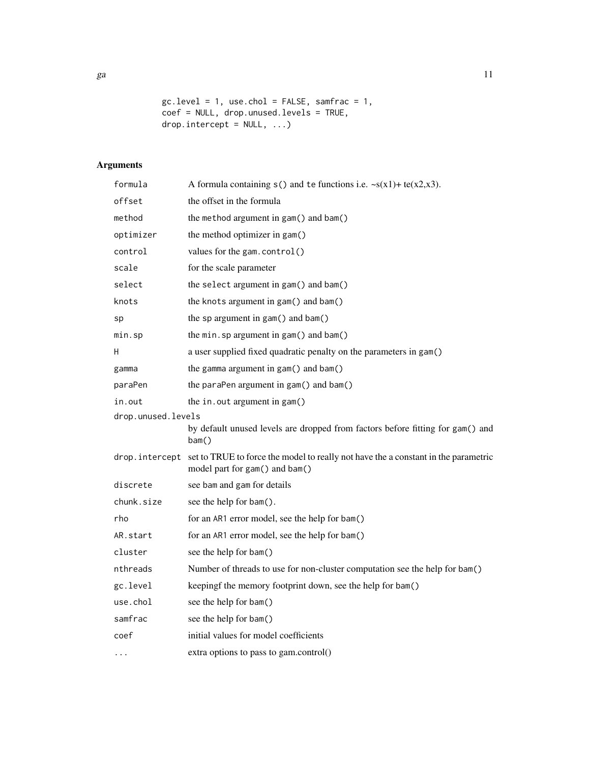```
gc.level = 1, use.chol = FALSE, samfrac = 1,
coef = NULL, drop.unused.levels = TRUE,
drop.intercept = NULL, ...)
```

## Arguments

| | |
|---|---|
| `formula` | A formula containing `s()` and `te` functions i.e. ~s(x1)+ te(x2,x3). |
| `offset` | the offset in the formula |
| `method` | the `method` argument in `gam()` and `bam()` |
| `optimizer` | the method optimizer in `gam()` |
| `control` | values for the `gam.control()` |
| `scale` | for the scale parameter |
| `select` | the `select` argument in `gam()` and `bam()` |
| `knots` | the `knots` argument in `gam()` and `bam()` |
| `sp` | the `sp` argument in `gam()` and `bam()` |
| `min.sp` | the `min.sp` argument in `gam()` and `bam()` |
| `H` | a user supplied fixed quadratic penalty on the parameters in `gam()` |
| `gamma` | the `gamma` argument in `gam()` and `bam()` |
| `paraPen` | the `paraPen` argument in `gam()` and `bam()` |
| `in.out` | the `in.out` argument in `gam()` |
| `drop.unused.levels` | by default unused levels are dropped from factors before fitting for `gam()` and `bam()` |
| `drop.intercept` | set to TRUE to force the model to really not have the a constant in the parametric model part for `gam()` and `bam()` |
| `discrete` | see `bam` and `gam` for details |
| `chunk.size` | see the help for `bam()`. |
| `rho` | for an `AR1` error model, see the help for `bam()` |
| `AR.start` | for an `AR1` error model, see the help for `bam()` |
| `cluster` | see the help for `bam()` |
| `nthreads` | Number of threads to use for non-cluster computation see the help for `bam()` |
| `gc.level` | keepingf the memory footprint down, see the help for `bam()` |
| `use.chol` | see the help for `bam()` |
| `samfrac` | see the help for `bam()` |
| `coef` | initial values for model coefficients |
| `...` | extra options to pass to gam.control() |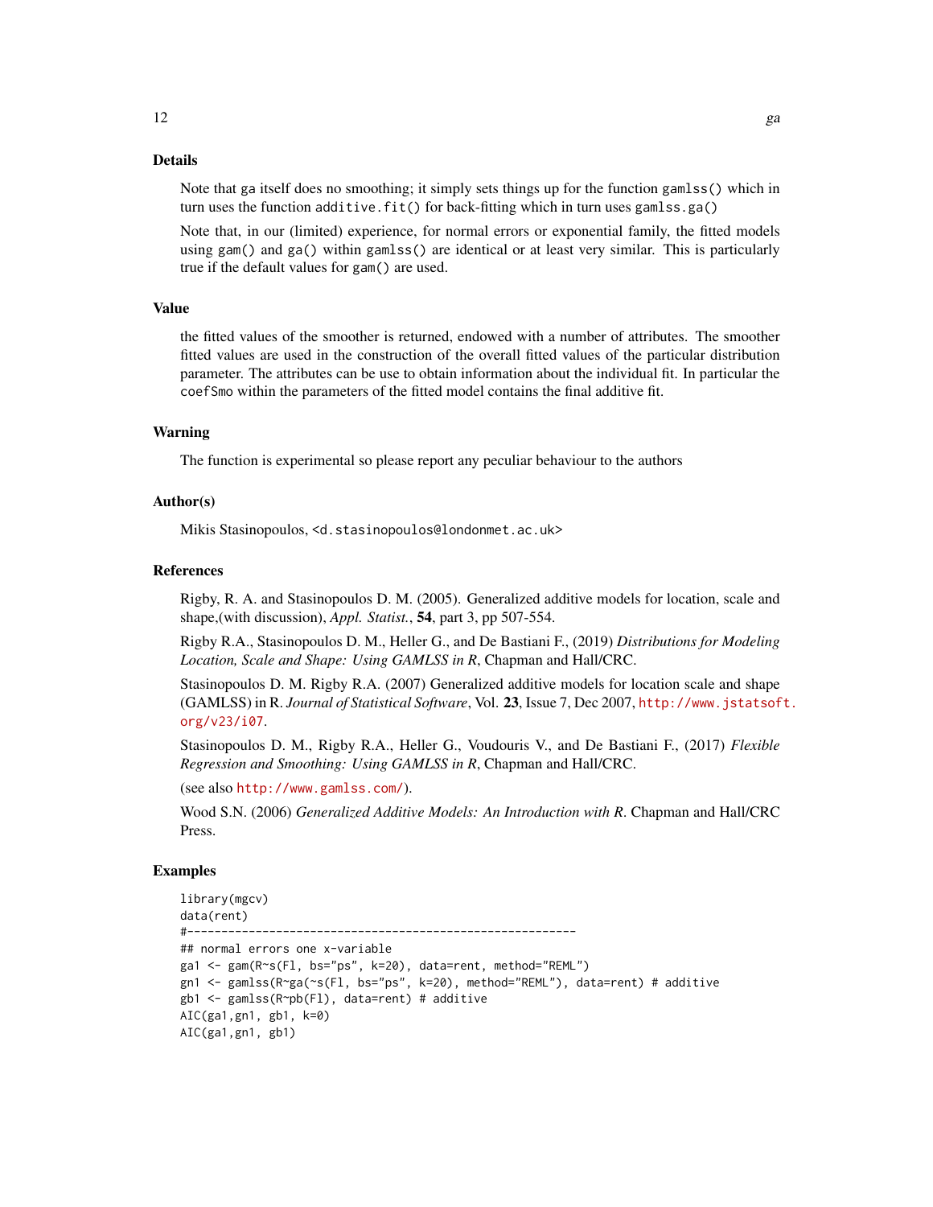## Details

Note that ga itself does no smoothing; it simply sets things up for the function `gamlss()` which in turn uses the function `additive.fit()` for back-fitting which in turn uses `gamlss.ga()`

Note that, in our (limited) experience, for normal errors or exponential family, the fitted models using `gam()` and `ga()` within `gamlss()` are identical or at least very similar. This is particularly true if the default values for `gam()` are used.

## Value

the fitted values of the smoother is returned, endowed with a number of attributes. The smoother fitted values are used in the construction of the overall fitted values of the particular distribution parameter. The attributes can be use to obtain information about the individual fit. In particular the `coefSmo` within the parameters of the fitted model contains the final additive fit.

## Warning

The function is experimental so please report any peculiar behaviour to the authors

## Author(s)

Mikis Stasinopoulos, <d.stasinopoulos@londonmet.ac.uk>

## References

Rigby, R. A. and Stasinopoulos D. M. (2005). Generalized additive models for location, scale and shape,(with discussion), *Appl. Statist.*, **54**, part 3, pp 507-554.

Rigby R.A., Stasinopoulos D. M., Heller G., and De Bastiani F., (2019) *Distributions for Modeling Location, Scale and Shape: Using GAMLSS in R*, Chapman and Hall/CRC.

Stasinopoulos D. M. Rigby R.A. (2007) Generalized additive models for location scale and shape (GAMLSS) in R. *Journal of Statistical Software*, Vol. **23**, Issue 7, Dec 2007, http://www.jstatsoft.org/v23/i07.

Stasinopoulos D. M., Rigby R.A., Heller G., Voudouris V., and De Bastiani F., (2017) *Flexible Regression and Smoothing: Using GAMLSS in R*, Chapman and Hall/CRC.

(see also http://www.gamlss.com/).

Wood S.N. (2006) *Generalized Additive Models: An Introduction with R*. Chapman and Hall/CRC Press.

## Examples

```
library(mgcv)
data(rent)
#---------------------------------------------------------
## normal errors one x-variable
ga1 <- gam(R~s(Fl, bs="ps", k=20), data=rent, method="REML")
gn1 <- gamlss(R~ga(~s(Fl, bs="ps", k=20), method="REML"), data=rent) # additive
gb1 <- gamlss(R~pb(Fl), data=rent) # additive
AIC(ga1,gn1, gb1, k=0)
AIC(ga1,gn1, gb1)
```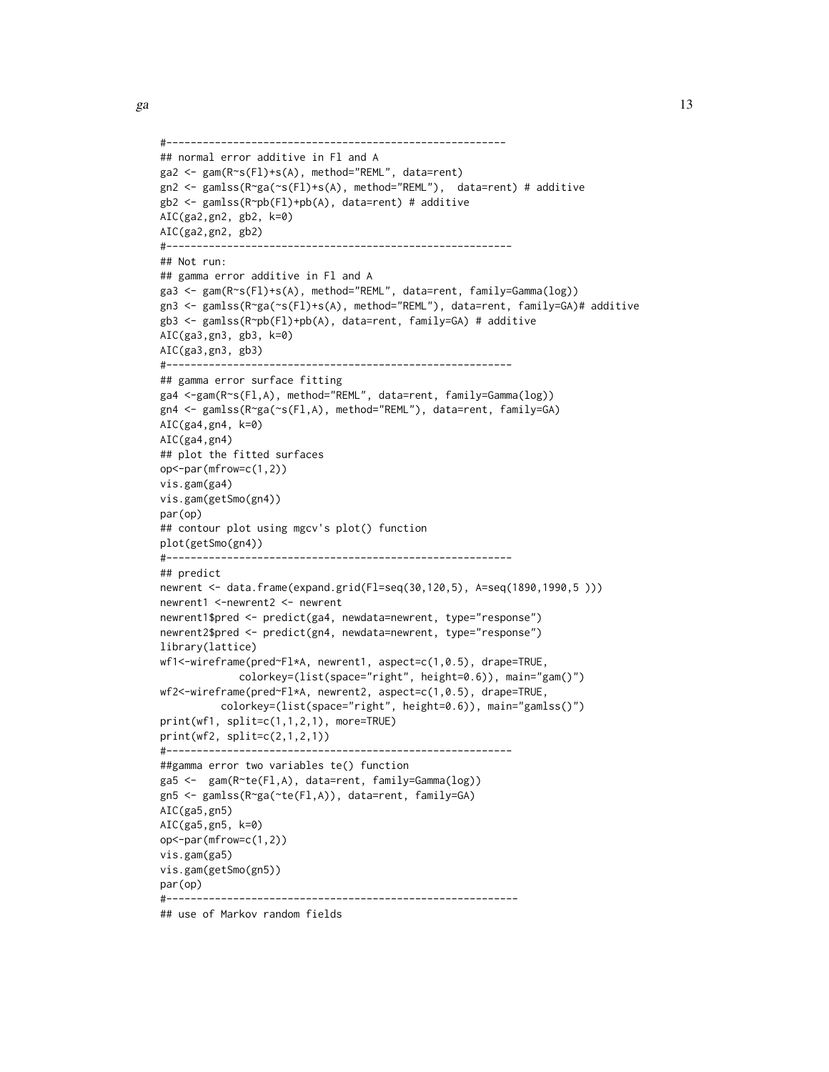```
#--------------------------------------------------------
## normal error additive in Fl and A
ga2 <- gam(R~s(Fl)+s(A), method="REML", data=rent)
gn2 <- gamlss(R~ga(~s(Fl)+s(A), method="REML"),  data=rent) # additive
gb2 <- gamlss(R~pb(Fl)+pb(A), data=rent) # additive
AIC(ga2,gn2, gb2, k=0)
AIC(ga2,gn2, gb2)
#---------------------------------------------------------
## Not run:
## gamma error additive in Fl and A
ga3 <- gam(R~s(Fl)+s(A), method="REML", data=rent, family=Gamma(log))
gn3 <- gamlss(R~ga(~s(Fl)+s(A), method="REML"), data=rent, family=GA)# additive
gb3 <- gamlss(R~pb(Fl)+pb(A), data=rent, family=GA) # additive
AIC(ga3,gn3, gb3, k=0)
AIC(ga3,gn3, gb3)
#---------------------------------------------------------
## gamma error surface fitting
ga4 <-gam(R~s(Fl,A), method="REML", data=rent, family=Gamma(log))
gn4 <- gamlss(R~ga(~s(Fl,A), method="REML"), data=rent, family=GA)
AIC(ga4,gn4, k=0)
AIC(ga4,gn4)
## plot the fitted surfaces
op<-par(mfrow=c(1,2))
vis.gam(ga4)
vis.gam(getSmo(gn4))
par(op)
## contour plot using mgcv's plot() function
plot(getSmo(gn4))
#---------------------------------------------------------
## predict
newrent <- data.frame(expand.grid(Fl=seq(30,120,5), A=seq(1890,1990,5 )))
newrent1 <-newrent2 <- newrent
newrent1$pred <- predict(ga4, newdata=newrent, type="response")
newrent2$pred <- predict(gn4, newdata=newrent, type="response")
library(lattice)
wf1<-wireframe(pred~Fl*A, newrent1, aspect=c(1,0.5), drape=TRUE,
            colorkey=(list(space="right", height=0.6)), main="gam()")
wf2<-wireframe(pred~Fl*A, newrent2, aspect=c(1,0.5), drape=TRUE,
         colorkey=(list(space="right", height=0.6)), main="gamlss()")
print(wf1, split=c(1,1,2,1), more=TRUE)
print(wf2, split=c(2,1,2,1))
#---------------------------------------------------------
##gamma error two variables te() function
ga5 <-  gam(R~te(Fl,A), data=rent, family=Gamma(log))
gn5 <- gamlss(R~ga(~te(Fl,A)), data=rent, family=GA)
AIC(ga5,gn5)
AIC(ga5,gn5, k=0)
op<-par(mfrow=c(1,2))
vis.gam(ga5)
vis.gam(getSmo(gn5))
par(op)
#----------------------------------------------------------
## use of Markov random fields
```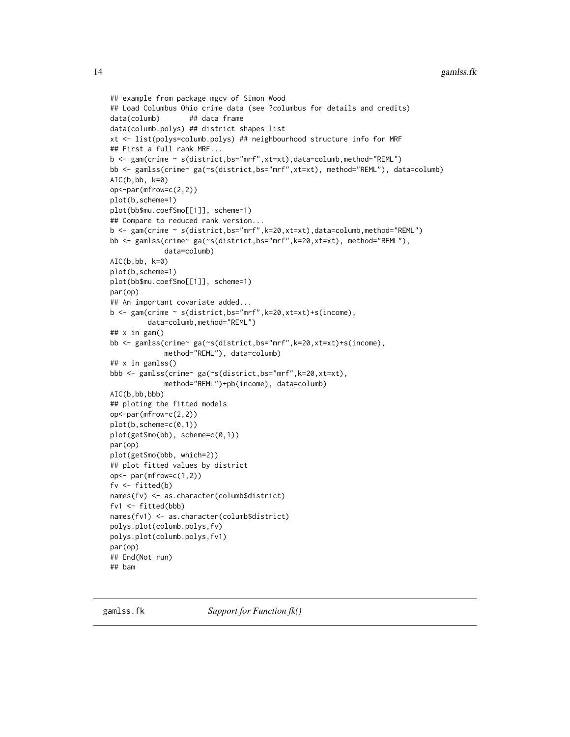```
## example from package mgcv of Simon Wood
## Load Columbus Ohio crime data (see ?columbus for details and credits)
data(columb)       ## data frame
data(columb.polys) ## district shapes list
xt <- list(polys=columb.polys) ## neighbourhood structure info for MRF
## First a full rank MRF...
b <- gam(crime ~ s(district,bs="mrf",xt=xt),data=columb,method="REML")
bb <- gamlss(crime~ ga(~s(district,bs="mrf",xt=xt), method="REML"), data=columb)
AIC(b,bb, k=0)
op<-par(mfrow=c(2,2))
plot(b,scheme=1)
plot(bb$mu.coefSmo[[1]], scheme=1)
## Compare to reduced rank version...
b <- gam(crime ~ s(district,bs="mrf",k=20,xt=xt),data=columb,method="REML")
bb <- gamlss(crime~ ga(~s(district,bs="mrf",k=20,xt=xt), method="REML"),
             data=columb)
AIC(b,bb, k=0)
plot(b,scheme=1)
plot(bb$mu.coefSmo[[1]], scheme=1)
par(op)
## An important covariate added...
b <- gam(crime ~ s(district,bs="mrf",k=20,xt=xt)+s(income),
        data=columb,method="REML")
## x in gam()
bb <- gamlss(crime~ ga(~s(district,bs="mrf",k=20,xt=xt)+s(income),
             method="REML"), data=columb)
## x in gamlss()
bbb <- gamlss(crime~ ga(~s(district,bs="mrf",k=20,xt=xt),
             method="REML")+pb(income), data=columb)
AIC(b,bb,bbb)
## ploting the fitted models
op<-par(mfrow=c(2,2))
plot(b,scheme=c(0,1))
plot(getSmo(bb), scheme=c(0,1))
par(op)
plot(getSmo(bbb, which=2))
## plot fitted values by district
op<- par(mfrow=c(1,2))
fv <- fitted(b)
names(fv) <- as.character(columb$district)
fv1 <- fitted(bbb)
names(fv1) <- as.character(columb$district)
polys.plot(columb.polys,fv)
polys.plot(columb.polys,fv1)
par(op)
## End(Not run)
## bam
```

---

gamlss.fk *Support for Function fk()*

---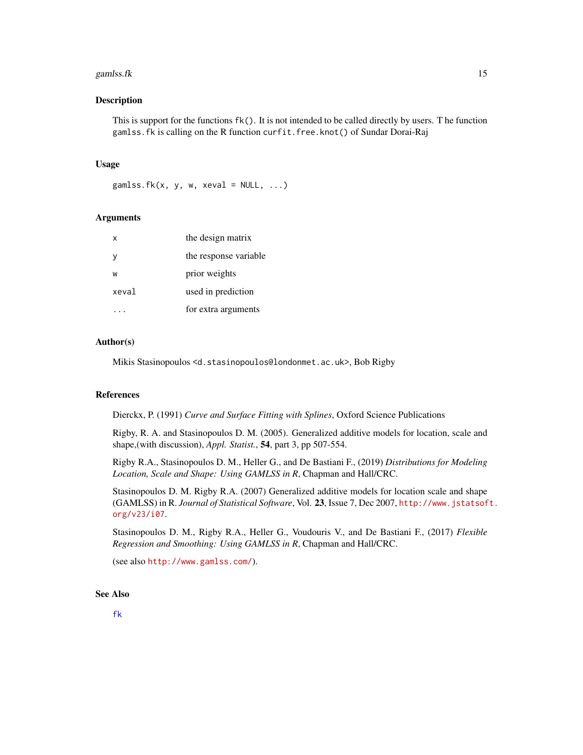## Description

This is support for the functions `fk()`. It is not intended to be called directly by users. T he function `gamlss.fk` is calling on the R function `curfit.free.knot()` of Sundar Dorai-Raj

## Usage

```
gamlss.fk(x, y, w, xeval = NULL, ...)
```

## Arguments

| | |
|---|---|
| `x` | the design matrix |
| `y` | the response variable |
| `w` | prior weights |
| `xeval` | used in prediction |
| `...` | for extra arguments |

## Author(s)

Mikis Stasinopoulos <d.stasinopoulos@londonmet.ac.uk>, Bob Rigby

## References

Dierckx, P. (1991) *Curve and Surface Fitting with Splines*, Oxford Science Publications

Rigby, R. A. and Stasinopoulos D. M. (2005). Generalized additive models for location, scale and shape,(with discussion), *Appl. Statist.*, **54**, part 3, pp 507-554.

Rigby R.A., Stasinopoulos D. M., Heller G., and De Bastiani F., (2019) *Distributions for Modeling Location, Scale and Shape: Using GAMLSS in R*, Chapman and Hall/CRC.

Stasinopoulos D. M. Rigby R.A. (2007) Generalized additive models for location scale and shape (GAMLSS) in R. *Journal of Statistical Software*, Vol. **23**, Issue 7, Dec 2007, http://www.jstatsoft.org/v23/i07.

Stasinopoulos D. M., Rigby R.A., Heller G., Voudouris V., and De Bastiani F., (2017) *Flexible Regression and Smoothing: Using GAMLSS in R*, Chapman and Hall/CRC.

(see also http://www.gamlss.com/).

## See Also

`fk`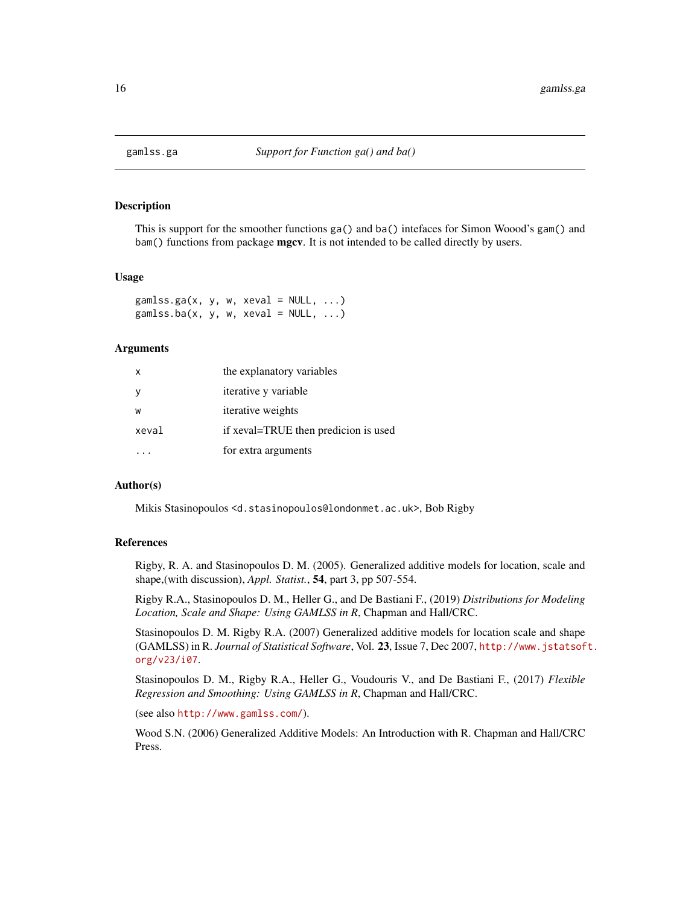# gamlss.ga — *Support for Function ga() and ba()*

## Description

This is support for the smoother functions `ga()` and `ba()` intefaces for Simon Woood's `gam()` and `bam()` functions from package **mgcv**. It is not intended to be called directly by users.

## Usage

```
gamlss.ga(x, y, w, xeval = NULL, ...)
gamlss.ba(x, y, w, xeval = NULL, ...)
```

## Arguments

| | |
|---|---|
| `x` | the explanatory variables |
| `y` | iterative y variable |
| `w` | iterative weights |
| `xeval` | if xeval=TRUE then predicion is used |
| `...` | for extra arguments |

## Author(s)

Mikis Stasinopoulos <d.stasinopoulos@londonmet.ac.uk>, Bob Rigby

## References

Rigby, R. A. and Stasinopoulos D. M. (2005). Generalized additive models for location, scale and shape,(with discussion), *Appl. Statist.*, **54**, part 3, pp 507-554.

Rigby R.A., Stasinopoulos D. M., Heller G., and De Bastiani F., (2019) *Distributions for Modeling Location, Scale and Shape: Using GAMLSS in R*, Chapman and Hall/CRC.

Stasinopoulos D. M. Rigby R.A. (2007) Generalized additive models for location scale and shape (GAMLSS) in R. *Journal of Statistical Software*, Vol. **23**, Issue 7, Dec 2007, http://www.jstatsoft.org/v23/i07.

Stasinopoulos D. M., Rigby R.A., Heller G., Voudouris V., and De Bastiani F., (2017) *Flexible Regression and Smoothing: Using GAMLSS in R*, Chapman and Hall/CRC.

(see also http://www.gamlss.com/).

Wood S.N. (2006) Generalized Additive Models: An Introduction with R. Chapman and Hall/CRC Press.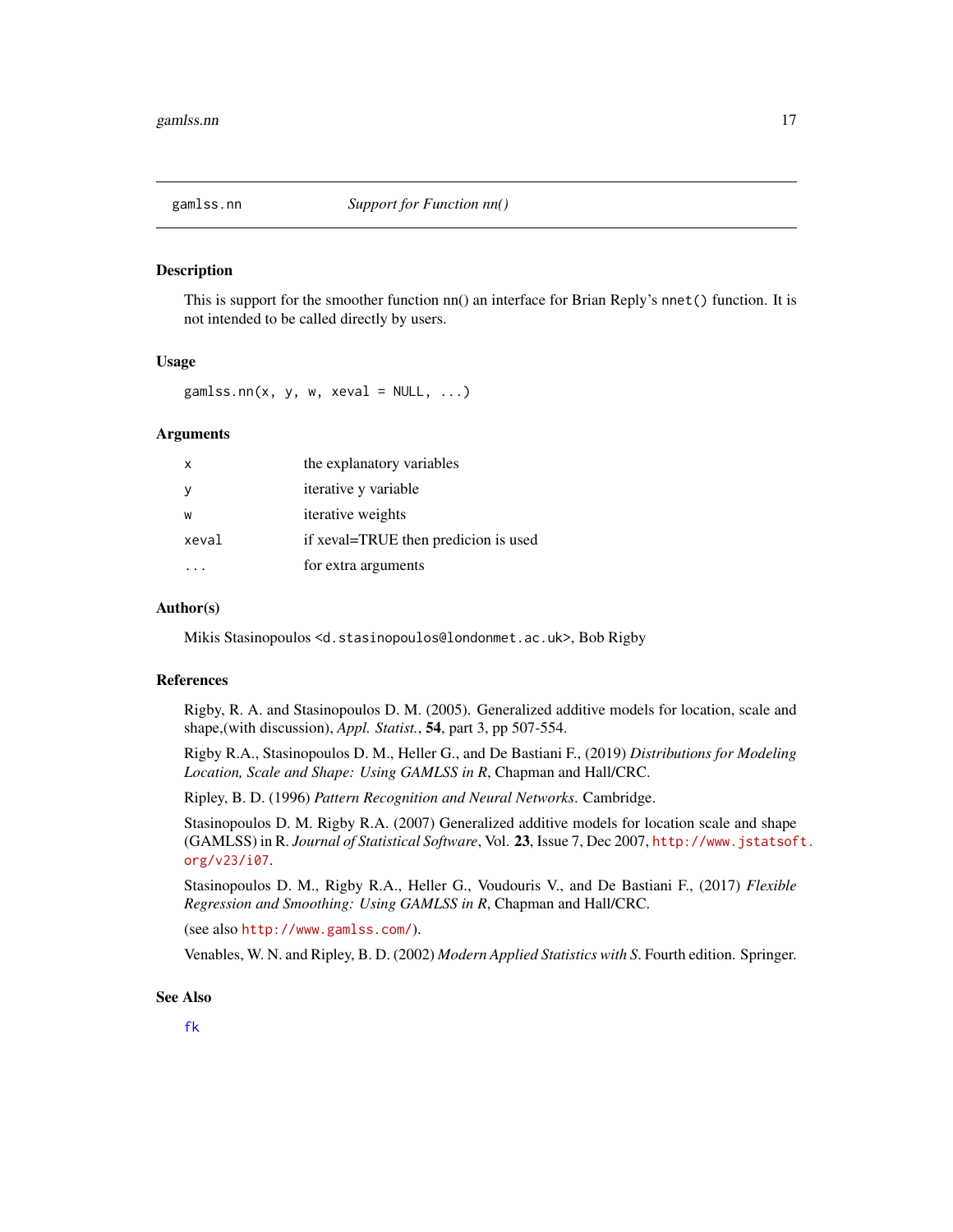# gamlss.nn — *Support for Function nn()*

## Description

This is support for the smoother function nn() an interface for Brian Reply's `nnet()` function. It is not intended to be called directly by users.

## Usage

```
gamlss.nn(x, y, w, xeval = NULL, ...)
```

## Arguments

| | |
|---|---|
| `x` | the explanatory variables |
| `y` | iterative y variable |
| `w` | iterative weights |
| `xeval` | if xeval=TRUE then predicion is used |
| `...` | for extra arguments |

## Author(s)

Mikis Stasinopoulos <`d.stasinopoulos@londonmet.ac.uk`>, Bob Rigby

## References

Rigby, R. A. and Stasinopoulos D. M. (2005). Generalized additive models for location, scale and shape,(with discussion), *Appl. Statist.*, **54**, part 3, pp 507-554.

Rigby R.A., Stasinopoulos D. M., Heller G., and De Bastiani F., (2019) *Distributions for Modeling Location, Scale and Shape: Using GAMLSS in R*, Chapman and Hall/CRC.

Ripley, B. D. (1996) *Pattern Recognition and Neural Networks*. Cambridge.

Stasinopoulos D. M. Rigby R.A. (2007) Generalized additive models for location scale and shape (GAMLSS) in R. *Journal of Statistical Software*, Vol. **23**, Issue 7, Dec 2007, http://www.jstatsoft.org/v23/i07.

Stasinopoulos D. M., Rigby R.A., Heller G., Voudouris V., and De Bastiani F., (2017) *Flexible Regression and Smoothing: Using GAMLSS in R*, Chapman and Hall/CRC.

(see also http://www.gamlss.com/).

Venables, W. N. and Ripley, B. D. (2002) *Modern Applied Statistics with S*. Fourth edition. Springer.

## See Also

`fk`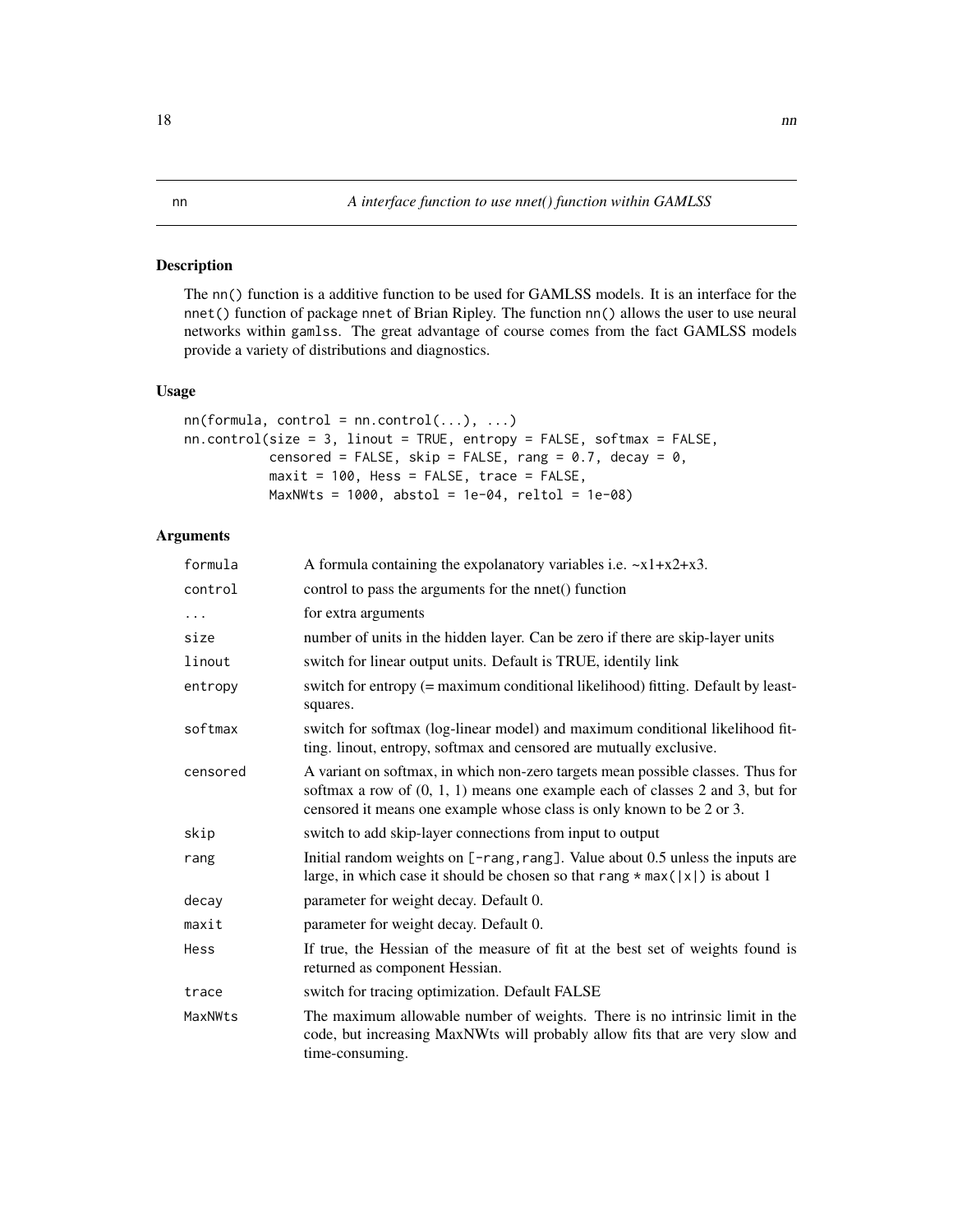nn *A interface function to use nnet() function within GAMLSS*

## Description

The nn() function is a additive function to be used for GAMLSS models. It is an interface for the nnet() function of package nnet of Brian Ripley. The function nn() allows the user to use neural networks within gamlss. The great advantage of course comes from the fact GAMLSS models provide a variety of distributions and diagnostics.

## Usage

```
nn(formula, control = nn.control(...), ...)
nn.control(size = 3, linout = TRUE, entropy = FALSE, softmax = FALSE,
           censored = FALSE, skip = FALSE, rang = 0.7, decay = 0,
           maxit = 100, Hess = FALSE, trace = FALSE,
           MaxNWts = 1000, abstol = 1e-04, reltol = 1e-08)
```

## Arguments

| | |
|---|---|
| formula | A formula containing the expolanatory variables i.e. ~x1+x2+x3. |
| control | control to pass the arguments for the nnet() function |
| ... | for extra arguments |
| size | number of units in the hidden layer. Can be zero if there are skip-layer units |
| linout | switch for linear output units. Default is TRUE, idently link |
| entropy | switch for entropy (= maximum conditional likelihood) fitting. Default by least-squares. |
| softmax | switch for softmax (log-linear model) and maximum conditional likelihood fitting. linout, entropy, softmax and censored are mutually exclusive. |
| censored | A variant on softmax, in which non-zero targets mean possible classes. Thus for softmax a row of (0, 1, 1) means one example each of classes 2 and 3, but for censored it means one example whose class is only known to be 2 or 3. |
| skip | switch to add skip-layer connections from input to output |
| rang | Initial random weights on [-rang,rang]. Value about 0.5 unless the inputs are large, in which case it should be chosen so that rang * max(\|x\|) is about 1 |
| decay | parameter for weight decay. Default 0. |
| maxit | parameter for weight decay. Default 0. |
| Hess | If true, the Hessian of the measure of fit at the best set of weights found is returned as component Hessian. |
| trace | switch for tracing optimization. Default FALSE |
| MaxNWts | The maximum allowable number of weights. There is no intrinsic limit in the code, but increasing MaxNWts will probably allow fits that are very slow and time-consuming. |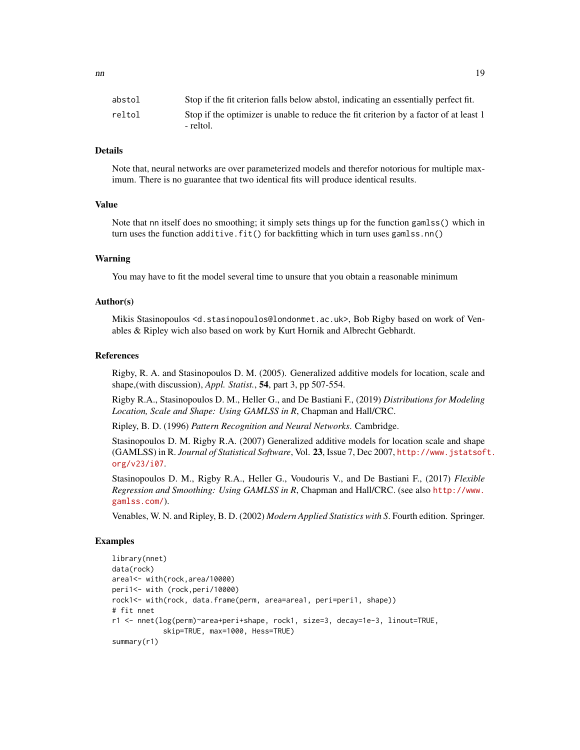| | |
|---|---|
| `abstol` | Stop if the fit criterion falls below abstol, indicating an essentially perfect fit. |
| `reltol` | Stop if the optimizer is unable to reduce the fit criterion by a factor of at least 1 - reltol. |

### Details

Note that, neural networks are over parameterized models and therefor notorious for multiple maximum. There is no guarantee that two identical fits will produce identical results.

### Value

Note that `nn` itself does no smoothing; it simply sets things up for the function `gamlss()` which in turn uses the function `additive.fit()` for backfitting which in turn uses `gamlss.nn()`

### Warning

You may have to fit the model several time to unsure that you obtain a reasonable minimum

### Author(s)

Mikis Stasinopoulos <d.stasinopoulos@londonmet.ac.uk>, Bob Rigby based on work of Venables & Ripley wich also based on work by Kurt Hornik and Albrecht Gebhardt.

### References

Rigby, R. A. and Stasinopoulos D. M. (2005). Generalized additive models for location, scale and shape,(with discussion), *Appl. Statist.*, **54**, part 3, pp 507-554.

Rigby R.A., Stasinopoulos D. M., Heller G., and De Bastiani F., (2019) *Distributions for Modeling Location, Scale and Shape: Using GAMLSS in R*, Chapman and Hall/CRC.

Ripley, B. D. (1996) *Pattern Recognition and Neural Networks*. Cambridge.

Stasinopoulos D. M. Rigby R.A. (2007) Generalized additive models for location scale and shape (GAMLSS) in R. *Journal of Statistical Software*, Vol. **23**, Issue 7, Dec 2007, http://www.jstatsoft.org/v23/i07.

Stasinopoulos D. M., Rigby R.A., Heller G., Voudouris V., and De Bastiani F., (2017) *Flexible Regression and Smoothing: Using GAMLSS in R*, Chapman and Hall/CRC. (see also http://www.gamlss.com/).

Venables, W. N. and Ripley, B. D. (2002) *Modern Applied Statistics with S*. Fourth edition. Springer.

### Examples

```
library(nnet)
data(rock)
area1<- with(rock,area/10000)
peri1<- with (rock,peri/10000)
rock1<- with(rock, data.frame(perm, area=area1, peri=peri1, shape))
# fit nnet
r1 <- nnet(log(perm)~area+peri+shape, rock1, size=3, decay=1e-3, linout=TRUE,
           skip=TRUE, max=1000, Hess=TRUE)
summary(r1)
```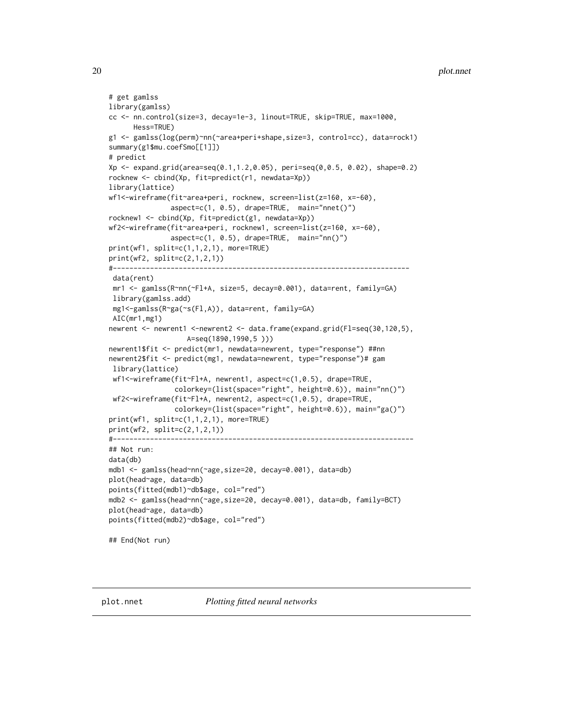```
# get gamlss
library(gamlss)
cc <- nn.control(size=3, decay=1e-3, linout=TRUE, skip=TRUE, max=1000,
      Hess=TRUE)
g1 <- gamlss(log(perm)~nn(~area+peri+shape,size=3, control=cc), data=rock1)
summary(g1$mu.coefSmo[[1]])
# predict
Xp <- expand.grid(area=seq(0.1,1.2,0.05), peri=seq(0,0.5, 0.02), shape=0.2)
rocknew <- cbind(Xp, fit=predict(r1, newdata=Xp))
library(lattice)
wf1<-wireframe(fit~area+peri, rocknew, screen=list(z=160, x=-60),
              aspect=c(1, 0.5), drape=TRUE,  main="nnet()")
rocknew1 <- cbind(Xp, fit=predict(g1, newdata=Xp))
wf2<-wireframe(fit~area+peri, rocknew1, screen=list(z=160, x=-60),
              aspect=c(1, 0.5), drape=TRUE,  main="nn()")
print(wf1, split=c(1,1,2,1), more=TRUE)
print(wf2, split=c(2,1,2,1))
#-------------------------------------------------------------------------
 data(rent)
 mr1 <- gamlss(R~nn(~Fl+A, size=5, decay=0.001), data=rent, family=GA)
 library(gamlss.add)
 mg1<-gamlss(R~ga(~s(Fl,A)), data=rent, family=GA)
 AIC(mr1,mg1)
newrent <- newrent1 <-newrent2 <- data.frame(expand.grid(Fl=seq(30,120,5),
                  A=seq(1890,1990,5 )))
newrent1$fit <- predict(mr1, newdata=newrent, type="response") ##nn
newrent2$fit <- predict(mg1, newdata=newrent, type="response")# gam
 library(lattice)
 wf1<-wireframe(fit~Fl+A, newrent1, aspect=c(1,0.5), drape=TRUE,
              colorkey=(list(space="right", height=0.6)), main="nn()")
 wf2<-wireframe(fit~Fl+A, newrent2, aspect=c(1,0.5), drape=TRUE,
              colorkey=(list(space="right", height=0.6)), main="ga()")
print(wf1, split=c(1,1,2,1), more=TRUE)
print(wf2, split=c(2,1,2,1))
#--------------------------------------------------------------------------
## Not run:
data(db)
mdb1 <- gamlss(head~nn(~age,size=20, decay=0.001), data=db)
plot(head~age, data=db)
points(fitted(mdb1)~db$age, col="red")
mdb2 <- gamlss(head~nn(~age,size=20, decay=0.001), data=db, family=BCT)
plot(head~age, data=db)
points(fitted(mdb2)~db$age, col="red")

## End(Not run)
```

## plot.nnet    *Plotting fitted neural networks*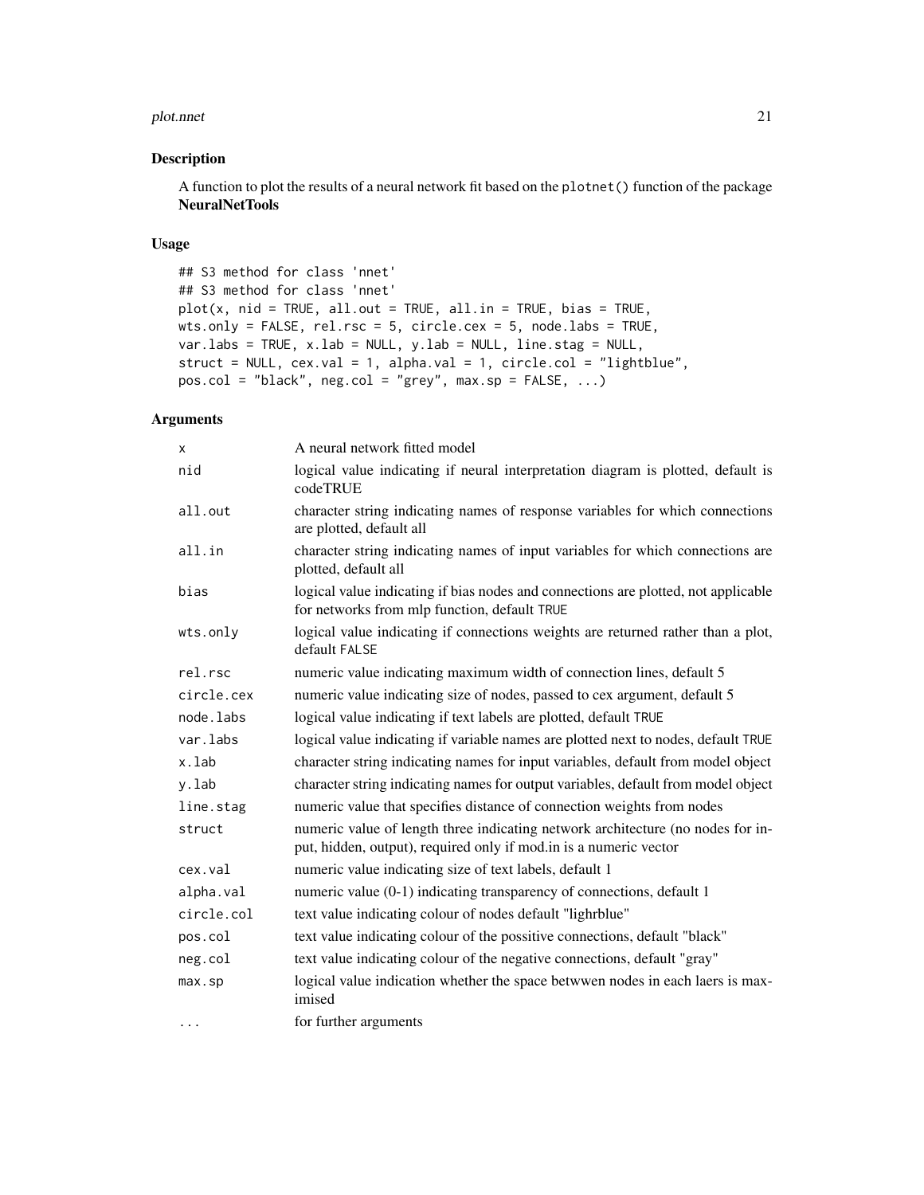## Description

A function to plot the results of a neural network fit based on the `plotnet()` function of the package **NeuralNetTools**

## Usage

```
## S3 method for class 'nnet'
## S3 method for class 'nnet'
plot(x, nid = TRUE, all.out = TRUE, all.in = TRUE, bias = TRUE,
wts.only = FALSE, rel.rsc = 5, circle.cex = 5, node.labs = TRUE,
var.labs = TRUE, x.lab = NULL, y.lab = NULL, line.stag = NULL,
struct = NULL, cex.val = 1, alpha.val = 1, circle.col = "lightblue",
pos.col = "black", neg.col = "grey", max.sp = FALSE, ...)
```

## Arguments

| | |
|---|---|
| `x` | A neural network fitted model |
| `nid` | logical value indicating if neural interpretation diagram is plotted, default is codeTRUE |
| `all.out` | character string indicating names of response variables for which connections are plotted, default all |
| `all.in` | character string indicating names of input variables for which connections are plotted, default all |
| `bias` | logical value indicating if bias nodes and connections are plotted, not applicable for networks from mlp function, default `TRUE` |
| `wts.only` | logical value indicating if connections weights are returned rather than a plot, default `FALSE` |
| `rel.rsc` | numeric value indicating maximum width of connection lines, default 5 |
| `circle.cex` | numeric value indicating size of nodes, passed to cex argument, default 5 |
| `node.labs` | logical value indicating if text labels are plotted, default `TRUE` |
| `var.labs` | logical value indicating if variable names are plotted next to nodes, default `TRUE` |
| `x.lab` | character string indicating names for input variables, default from model object |
| `y.lab` | character string indicating names for output variables, default from model object |
| `line.stag` | numeric value that specifies distance of connection weights from nodes |
| `struct` | numeric value of length three indicating network architecture (no nodes for input, hidden, output), required only if mod.in is a numeric vector |
| `cex.val` | numeric value indicating size of text labels, default 1 |
| `alpha.val` | numeric value (0-1) indicating transparency of connections, default 1 |
| `circle.col` | text value indicating colour of nodes default "lighrblue" |
| `pos.col` | text value indicating colour of the possitive connections, default "black" |
| `neg.col` | text value indicating colour of the negative connections, default "gray" |
| `max.sp` | logical value indication whether the space betwwen nodes in each laers is maximised |
| `...` | for further arguments |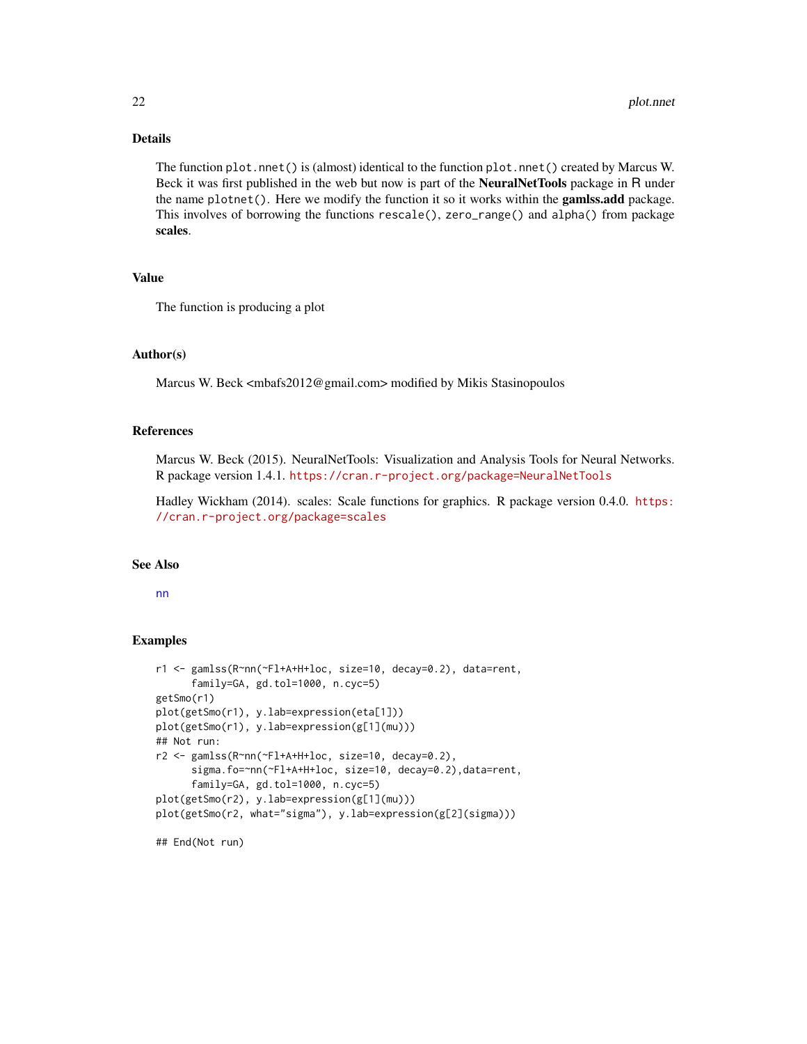## Details

The function `plot.nnet()` is (almost) identical to the function `plot.nnet()` created by Marcus W. Beck it was first published in the web but now is part of the **NeuralNetTools** package in R under the name `plotnet()`. Here we modify the function it so it works within the **gamlss.add** package. This involves of borrowing the functions `rescale()`, `zero_range()` and `alpha()` from package **scales**.

## Value

The function is producing a plot

## Author(s)

Marcus W. Beck <mbafs2012@gmail.com> modified by Mikis Stasinopoulos

## References

Marcus W. Beck (2015). NeuralNetTools: Visualization and Analysis Tools for Neural Networks. R package version 1.4.1. https://cran.r-project.org/package=NeuralNetTools

Hadley Wickham (2014). scales: Scale functions for graphics. R package version 0.4.0. https://cran.r-project.org/package=scales

## See Also

nn

## Examples

```
r1 <- gamlss(R~nn(~Fl+A+H+loc, size=10, decay=0.2), data=rent,
      family=GA, gd.tol=1000, n.cyc=5)
getSmo(r1)
plot(getSmo(r1), y.lab=expression(eta[1]))
plot(getSmo(r1), y.lab=expression(g[1](mu)))
## Not run:
r2 <- gamlss(R~nn(~Fl+A+H+loc, size=10, decay=0.2),
      sigma.fo=~nn(~Fl+A+H+loc, size=10, decay=0.2),data=rent,
      family=GA, gd.tol=1000, n.cyc=5)
plot(getSmo(r2), y.lab=expression(g[1](mu)))
plot(getSmo(r2, what="sigma"), y.lab=expression(g[2](sigma)))

## End(Not run)
```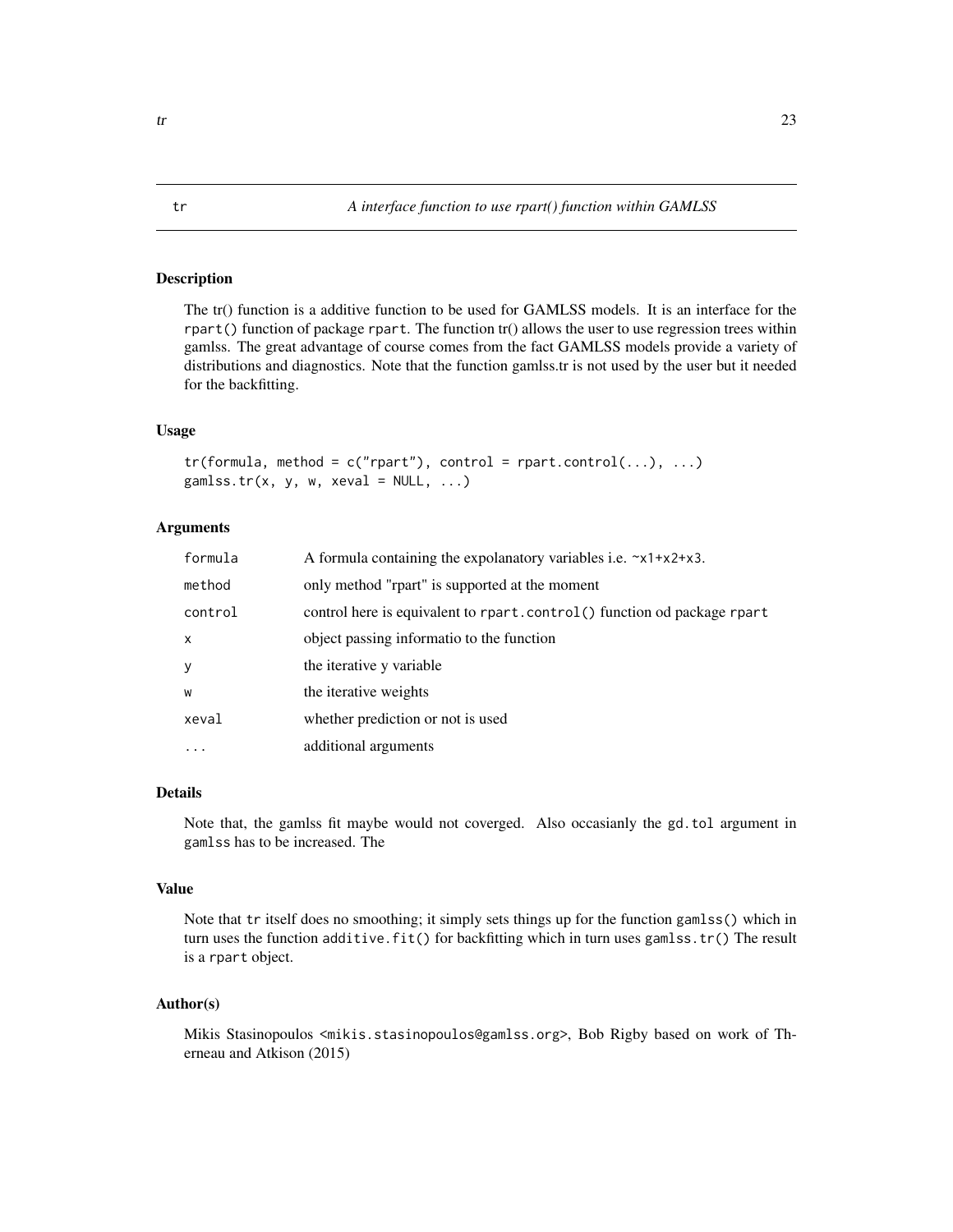# tr — A interface function to use rpart() function within GAMLSS

## Description

The tr() function is a additive function to be used for GAMLSS models. It is an interface for the `rpart()` function of package `rpart`. The function tr() allows the user to use regression trees within gamlss. The great advantage of course comes from the fact GAMLSS models provide a variety of distributions and diagnostics. Note that the function gamlss.tr is not used by the user but it needed for the backfitting.

## Usage

```
tr(formula, method = c("rpart"), control = rpart.control(...), ...)
gamlss.tr(x, y, w, xeval = NULL, ...)
```

## Arguments

| | |
|---|---|
| `formula` | A formula containing the expolanatory variables i.e. `~x1+x2+x3`. |
| `method` | only method "rpart" is supported at the moment |
| `control` | control here is equivalent to `rpart.control()` function od package `rpart` |
| `x` | object passing informatio to the function |
| `y` | the iterative y variable |
| `w` | the iterative weights |
| `xeval` | whether prediction or not is used |
| `...` | additional arguments |

## Details

Note that, the gamlss fit maybe would not coverged. Also occasianly the `gd.tol` argument in `gamlss` has to be increased. The

## Value

Note that `tr` itself does no smoothing; it simply sets things up for the function `gamlss()` which in turn uses the function `additive.fit()` for backfitting which in turn uses `gamlss.tr()` The result is a `rpart` object.

## Author(s)

Mikis Stasinopoulos <mikis.stasinopoulos@gamlss.org>, Bob Rigby based on work of Therneau and Atkison (2015)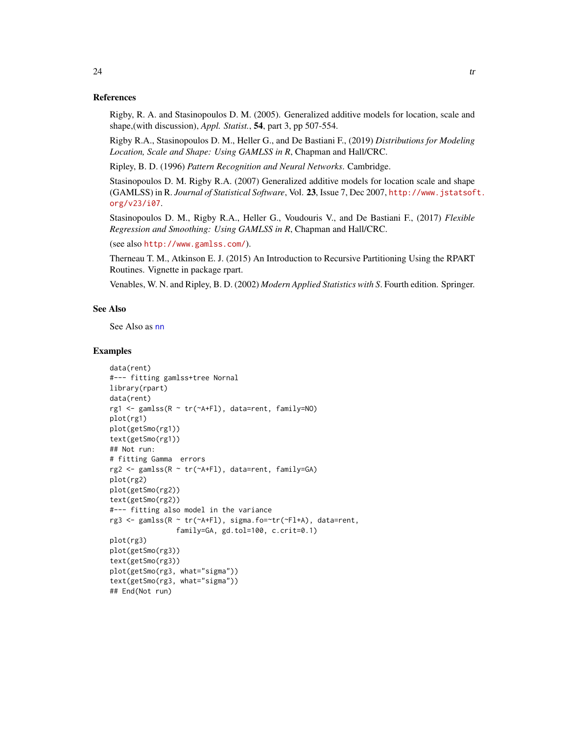## References

Rigby, R. A. and Stasinopoulos D. M. (2005). Generalized additive models for location, scale and shape,(with discussion), *Appl. Statist.*, **54**, part 3, pp 507-554.

Rigby R.A., Stasinopoulos D. M., Heller G., and De Bastiani F., (2019) *Distributions for Modeling Location, Scale and Shape: Using GAMLSS in R*, Chapman and Hall/CRC.

Ripley, B. D. (1996) *Pattern Recognition and Neural Networks*. Cambridge.

Stasinopoulos D. M. Rigby R.A. (2007) Generalized additive models for location scale and shape (GAMLSS) in R. *Journal of Statistical Software*, Vol. **23**, Issue 7, Dec 2007, http://www.jstatsoft.org/v23/i07.

Stasinopoulos D. M., Rigby R.A., Heller G., Voudouris V., and De Bastiani F., (2017) *Flexible Regression and Smoothing: Using GAMLSS in R*, Chapman and Hall/CRC.

(see also http://www.gamlss.com/).

Therneau T. M., Atkinson E. J. (2015) An Introduction to Recursive Partitioning Using the RPART Routines. Vignette in package rpart.

Venables, W. N. and Ripley, B. D. (2002) *Modern Applied Statistics with S*. Fourth edition. Springer.

## See Also

See Also as nn

## Examples

```
data(rent)
#--- fitting gamlss+tree Nornal
library(rpart)
data(rent)
rg1 <- gamlss(R ~ tr(~A+Fl), data=rent, family=NO)
plot(rg1)
plot(getSmo(rg1))
text(getSmo(rg1))
## Not run:
# fitting Gamma  errors
rg2 <- gamlss(R ~ tr(~A+Fl), data=rent, family=GA)
plot(rg2)
plot(getSmo(rg2))
text(getSmo(rg2))
#--- fitting also model in the variance
rg3 <- gamlss(R ~ tr(~A+Fl), sigma.fo=~tr(~Fl+A), data=rent,
                family=GA, gd.tol=100, c.crit=0.1)
plot(rg3)
plot(getSmo(rg3))
text(getSmo(rg3))
plot(getSmo(rg3, what="sigma"))
text(getSmo(rg3, what="sigma"))
## End(Not run)
```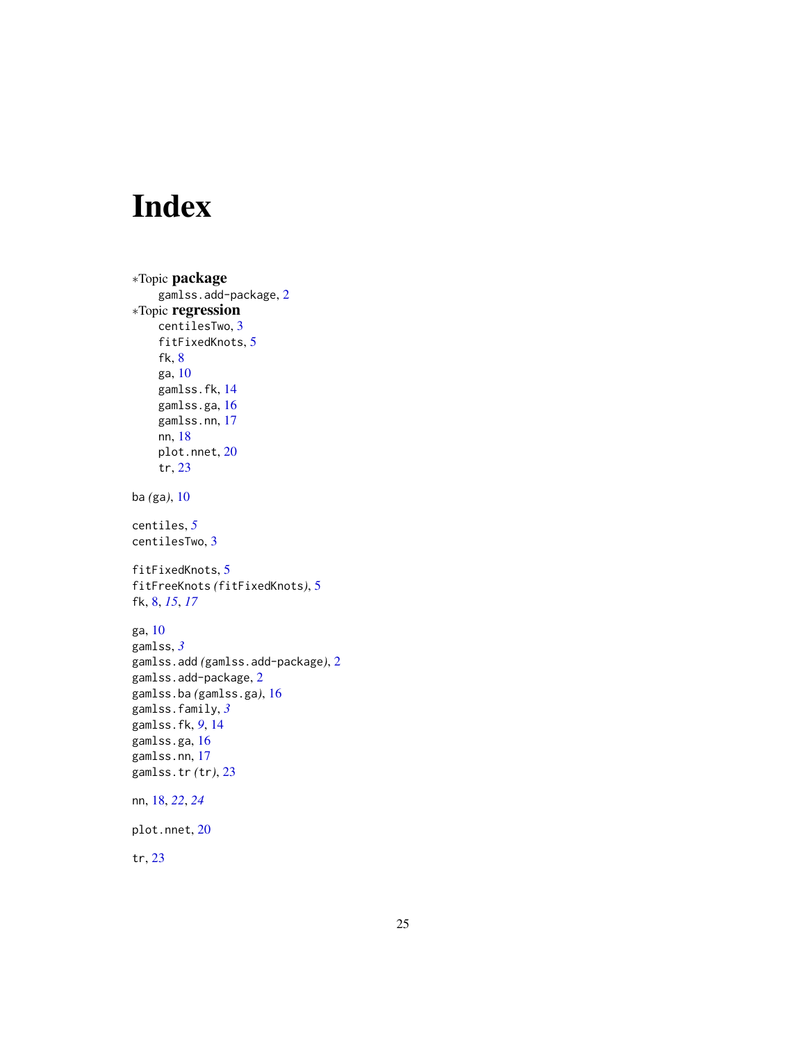# Index

*Topic **package**

gamlss.add-package, 2

*Topic **regression**

centilesTwo, 3
fitFixedKnots, 5
fk, 8
ga, 10
gamlss.fk, 14
gamlss.ga, 16
gamlss.nn, 17
nn, 18
plot.nnet, 20
tr, 23

ba *(ga)*, 10

centiles, *5*
centilesTwo, 3

fitFixedKnots, 5
fitFreeKnots *(fitFixedKnots)*, 5
fk, 8, *15*, *17*

ga, 10
gamlss, *3*
gamlss.add *(gamlss.add-package)*, 2
gamlss.add-package, 2
gamlss.ba *(gamlss.ga)*, 16
gamlss.family, *3*
gamlss.fk, *9*, 14
gamlss.ga, 16
gamlss.nn, 17
gamlss.tr *(tr)*, 23

nn, 18, *22*, *24*

plot.nnet, 20

tr, 23